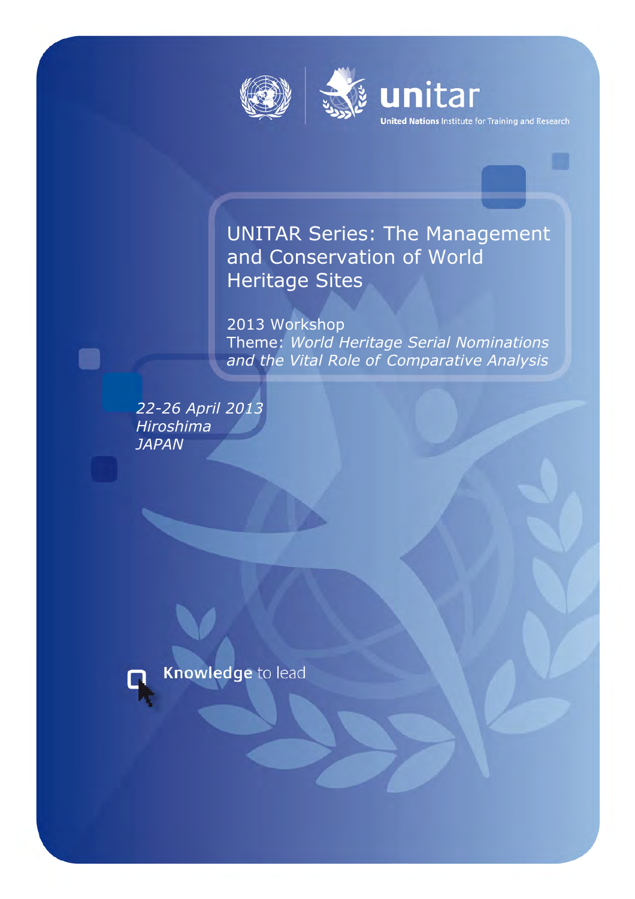unitar

United Nations Institute for Training and Research

# UNITAR Series: The Management and Conservation of World Heritage Sites

2013 Workshop

Theme: *World Heritage Serial Nominations and the Vital Role of Comparative Analysis*

*22-26 April 2013*
*Hiroshima*
*JAPAN*

**Knowledge** to lead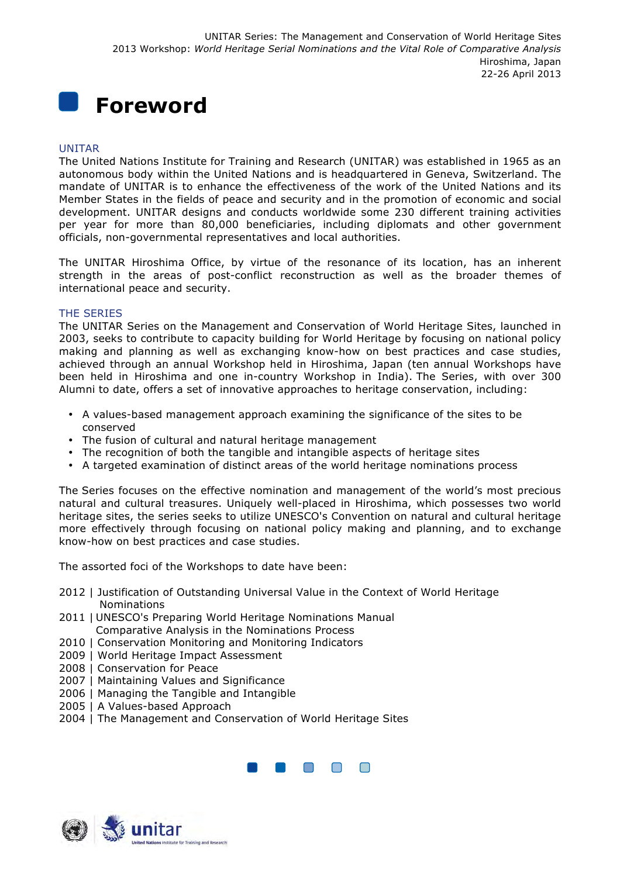# Foreword

## UNITAR

The United Nations Institute for Training and Research (UNITAR) was established in 1965 as an autonomous body within the United Nations and is headquartered in Geneva, Switzerland. The mandate of UNITAR is to enhance the effectiveness of the work of the United Nations and its Member States in the fields of peace and security and in the promotion of economic and social development. UNITAR designs and conducts worldwide some 230 different training activities per year for more than 80,000 beneficiaries, including diplomats and other government officials, non-governmental representatives and local authorities.

The UNITAR Hiroshima Office, by virtue of the resonance of its location, has an inherent strength in the areas of post-conflict reconstruction as well as the broader themes of international peace and security.

## THE SERIES

The UNITAR Series on the Management and Conservation of World Heritage Sites, launched in 2003, seeks to contribute to capacity building for World Heritage by focusing on national policy making and planning as well as exchanging know-how on best practices and case studies, achieved through an annual Workshop held in Hiroshima, Japan (ten annual Workshops have been held in Hiroshima and one in-country Workshop in India). The Series, with over 300 Alumni to date, offers a set of innovative approaches to heritage conservation, including:

- A values-based management approach examining the significance of the sites to be conserved
- The fusion of cultural and natural heritage management
- The recognition of both the tangible and intangible aspects of heritage sites
- A targeted examination of distinct areas of the world heritage nominations process

The Series focuses on the effective nomination and management of the world's most precious natural and cultural treasures. Uniquely well-placed in Hiroshima, which possesses two world heritage sites, the series seeks to utilize UNESCO's Convention on natural and cultural heritage more effectively through focusing on national policy making and planning, and to exchange know-how on best practices and case studies.

The assorted foci of the Workshops to date have been:

2012 | Justification of Outstanding Universal Value in the Context of World Heritage Nominations
2011 | UNESCO's Preparing World Heritage Nominations Manual
Comparative Analysis in the Nominations Process
2010 | Conservation Monitoring and Monitoring Indicators
2009 | World Heritage Impact Assessment
2008 | Conservation for Peace
2007 | Maintaining Values and Significance
2006 | Managing the Tangible and Intangible
2005 | A Values-based Approach
2004 | The Management and Conservation of World Heritage Sites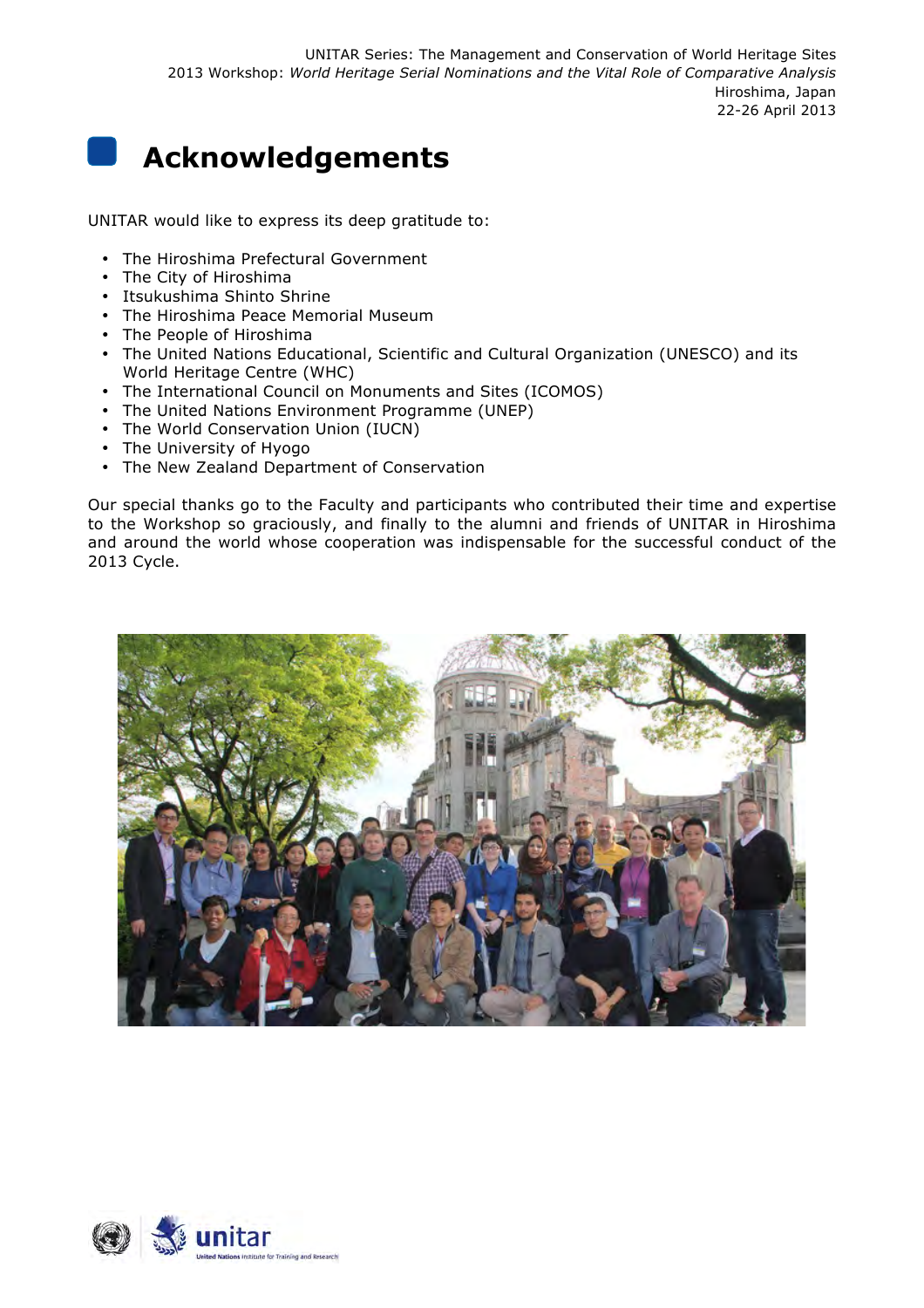# Acknowledgements

UNITAR would like to express its deep gratitude to:

- The Hiroshima Prefectural Government
- The City of Hiroshima
- Itsukushima Shinto Shrine
- The Hiroshima Peace Memorial Museum
- The People of Hiroshima
- The United Nations Educational, Scientific and Cultural Organization (UNESCO) and its World Heritage Centre (WHC)
- The International Council on Monuments and Sites (ICOMOS)
- The United Nations Environment Programme (UNEP)
- The World Conservation Union (IUCN)
- The University of Hyogo
- The New Zealand Department of Conservation

Our special thanks go to the Faculty and participants who contributed their time and expertise to the Workshop so graciously, and finally to the alumni and friends of UNITAR in Hiroshima and around the world whose cooperation was indispensable for the successful conduct of the 2013 Cycle.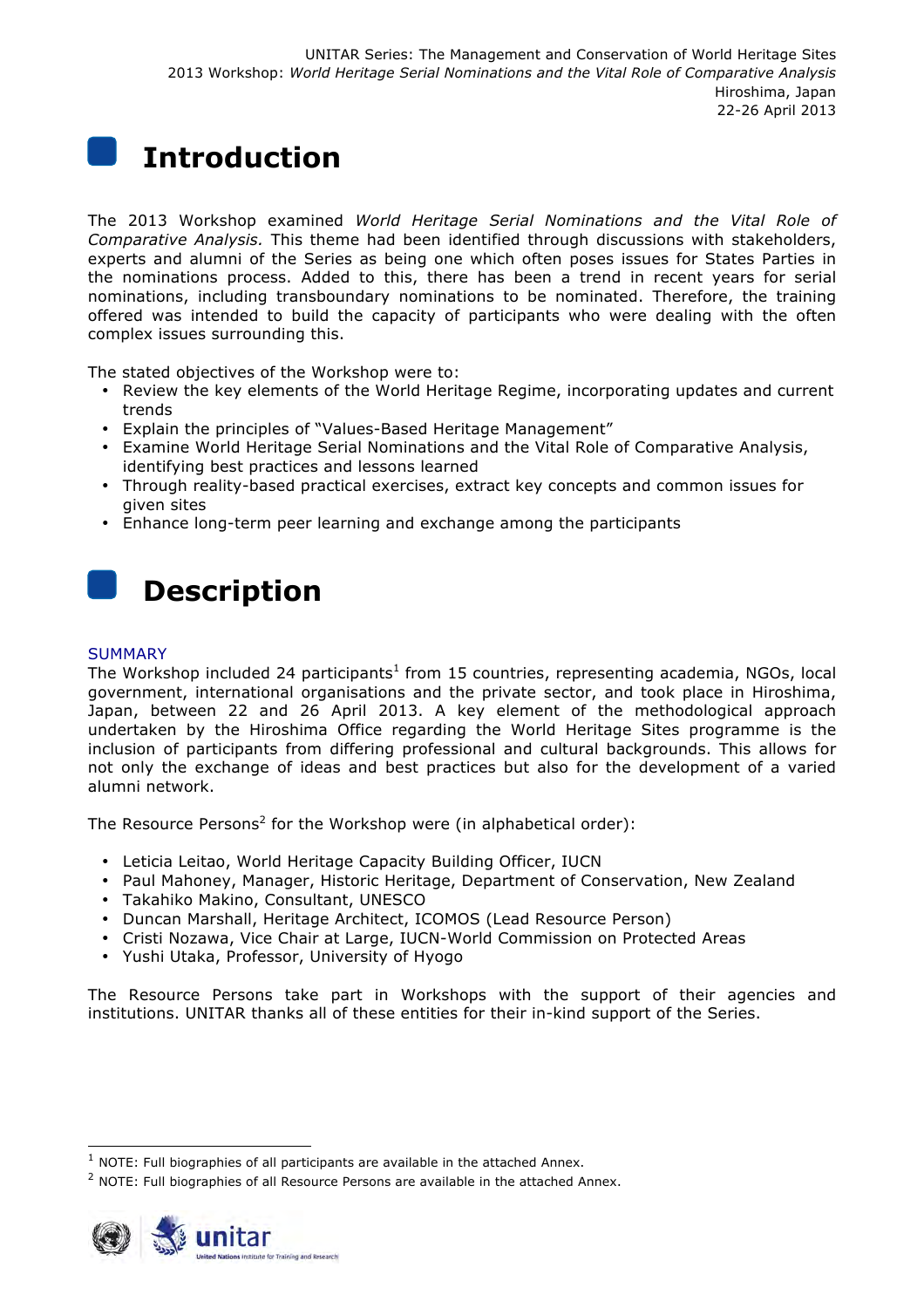# Introduction

The 2013 Workshop examined *World Heritage Serial Nominations and the Vital Role of Comparative Analysis.* This theme had been identified through discussions with stakeholders, experts and alumni of the Series as being one which often poses issues for States Parties in the nominations process. Added to this, there has been a trend in recent years for serial nominations, including transboundary nominations to be nominated. Therefore, the training offered was intended to build the capacity of participants who were dealing with the often complex issues surrounding this.

The stated objectives of the Workshop were to:

- Review the key elements of the World Heritage Regime, incorporating updates and current trends
- Explain the principles of "Values-Based Heritage Management"
- Examine World Heritage Serial Nominations and the Vital Role of Comparative Analysis, identifying best practices and lessons learned
- Through reality-based practical exercises, extract key concepts and common issues for given sites
- Enhance long-term peer learning and exchange among the participants

# Description

## SUMMARY

The Workshop included 24 participants[1] from 15 countries, representing academia, NGOs, local government, international organisations and the private sector, and took place in Hiroshima, Japan, between 22 and 26 April 2013. A key element of the methodological approach undertaken by the Hiroshima Office regarding the World Heritage Sites programme is the inclusion of participants from differing professional and cultural backgrounds. This allows for not only the exchange of ideas and best practices but also for the development of a varied alumni network.

The Resource Persons[2] for the Workshop were (in alphabetical order):

- Leticia Leitao, World Heritage Capacity Building Officer, IUCN
- Paul Mahoney, Manager, Historic Heritage, Department of Conservation, New Zealand
- Takahiko Makino, Consultant, UNESCO
- Duncan Marshall, Heritage Architect, ICOMOS (Lead Resource Person)
- Cristi Nozawa, Vice Chair at Large, IUCN-World Commission on Protected Areas
- Yushi Utaka, Professor, University of Hyogo

The Resource Persons take part in Workshops with the support of their agencies and institutions. UNITAR thanks all of these entities for their in-kind support of the Series.

[1] NOTE: Full biographies of all participants are available in the attached Annex.

[2] NOTE: Full biographies of all Resource Persons are available in the attached Annex.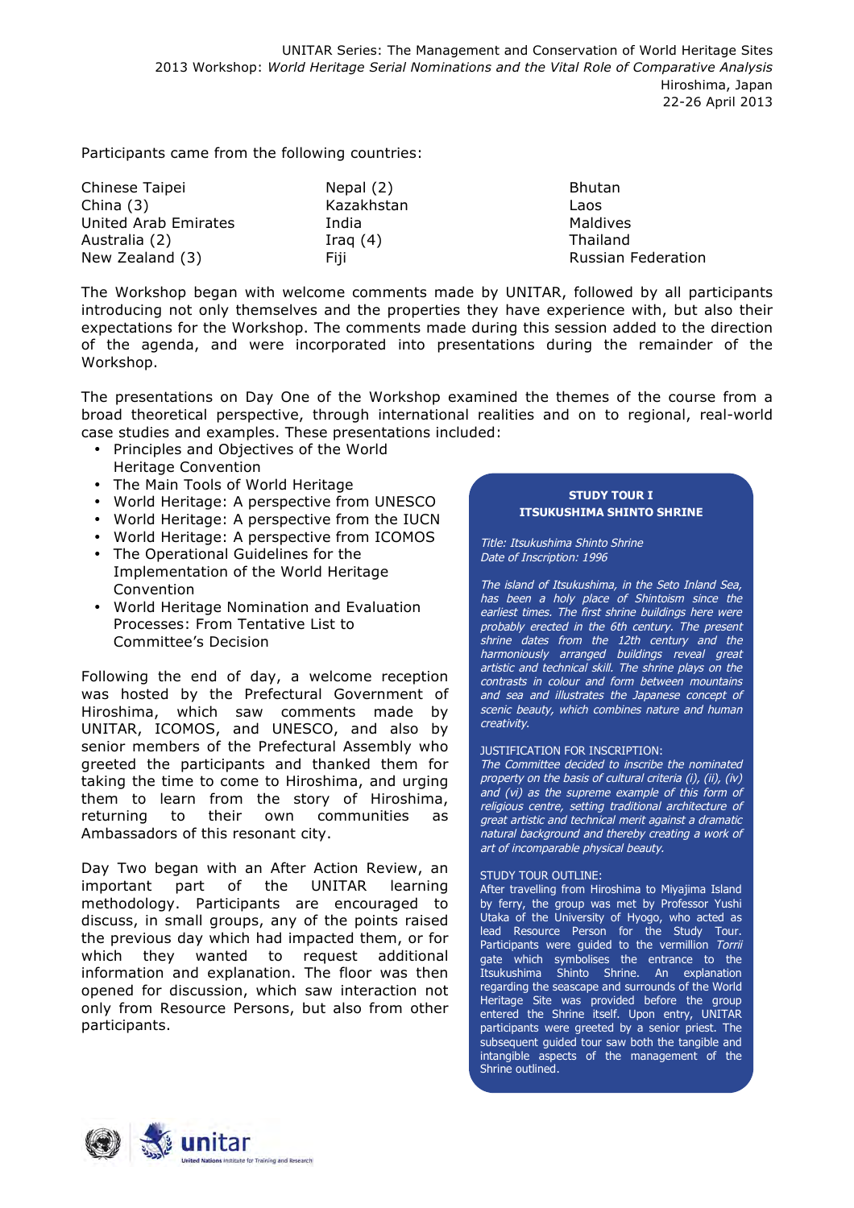Participants came from the following countries:

| | | |
|---|---|---|
| Chinese Taipei | Nepal (2) | Bhutan |
| China (3) | Kazakhstan | Laos |
| United Arab Emirates | India | Maldives |
| Australia (2) | Iraq (4) | Thailand |
| New Zealand (3) | Fiji | Russian Federation |

The Workshop began with welcome comments made by UNITAR, followed by all participants introducing not only themselves and the properties they have experience with, but also their expectations for the Workshop. The comments made during this session added to the direction of the agenda, and were incorporated into presentations during the remainder of the Workshop.

The presentations on Day One of the Workshop examined the themes of the course from a broad theoretical perspective, through international realities and on to regional, real-world case studies and examples. These presentations included:

- Principles and Objectives of the World Heritage Convention
- The Main Tools of World Heritage
- World Heritage: A perspective from UNESCO
- World Heritage: A perspective from the IUCN
- World Heritage: A perspective from ICOMOS
- The Operational Guidelines for the Implementation of the World Heritage Convention
- World Heritage Nomination and Evaluation Processes: From Tentative List to Committee's Decision

Following the end of day, a welcome reception was hosted by the Prefectural Government of Hiroshima, which saw comments made by UNITAR, ICOMOS, and UNESCO, and also by senior members of the Prefectural Assembly who greeted the participants and thanked them for taking the time to come to Hiroshima, and urging them to learn from the story of Hiroshima, returning to their own communities as Ambassadors of this resonant city.

Day Two began with an After Action Review, an important part of the UNITAR learning methodology. Participants are encouraged to discuss, in small groups, any of the points raised the previous day which had impacted them, or for which they wanted to request additional information and explanation. The floor was then opened for discussion, which saw interaction not only from Resource Persons, but also from other participants.

**STUDY TOUR I**
**ITSUKUSHIMA SHINTO SHRINE**

*Title: Itsukushima Shinto Shrine*
*Date of Inscription: 1996*

*The island of Itsukushima, in the Seto Inland Sea, has been a holy place of Shintoism since the earliest times. The first shrine buildings here were probably erected in the 6th century. The present shrine dates from the 12th century and the harmoniously arranged buildings reveal great artistic and technical skill. The shrine plays on the contrasts in colour and form between mountains and sea and illustrates the Japanese concept of scenic beauty, which combines nature and human creativity.*

JUSTIFICATION FOR INSCRIPTION:
*The Committee decided to inscribe the nominated property on the basis of cultural criteria (i), (ii), (iv) and (vi) as the supreme example of this form of religious centre, setting traditional architecture of great artistic and technical merit against a dramatic natural background and thereby creating a work of art of incomparable physical beauty.*

STUDY TOUR OUTLINE:
After travelling from Hiroshima to Miyajima Island by ferry, the group was met by Professor Yushi Utaka of the University of Hyogo, who acted as lead Resource Person for the Study Tour. Participants were guided to the vermillion *Torrii* gate which symbolises the entrance to the Itsukushima Shinto Shrine. An explanation regarding the seascape and surrounds of the World Heritage Site was provided before the group entered the Shrine itself. Upon entry, UNITAR participants were greeted by a senior priest. The subsequent guided tour saw both the tangible and intangible aspects of the management of the Shrine outlined.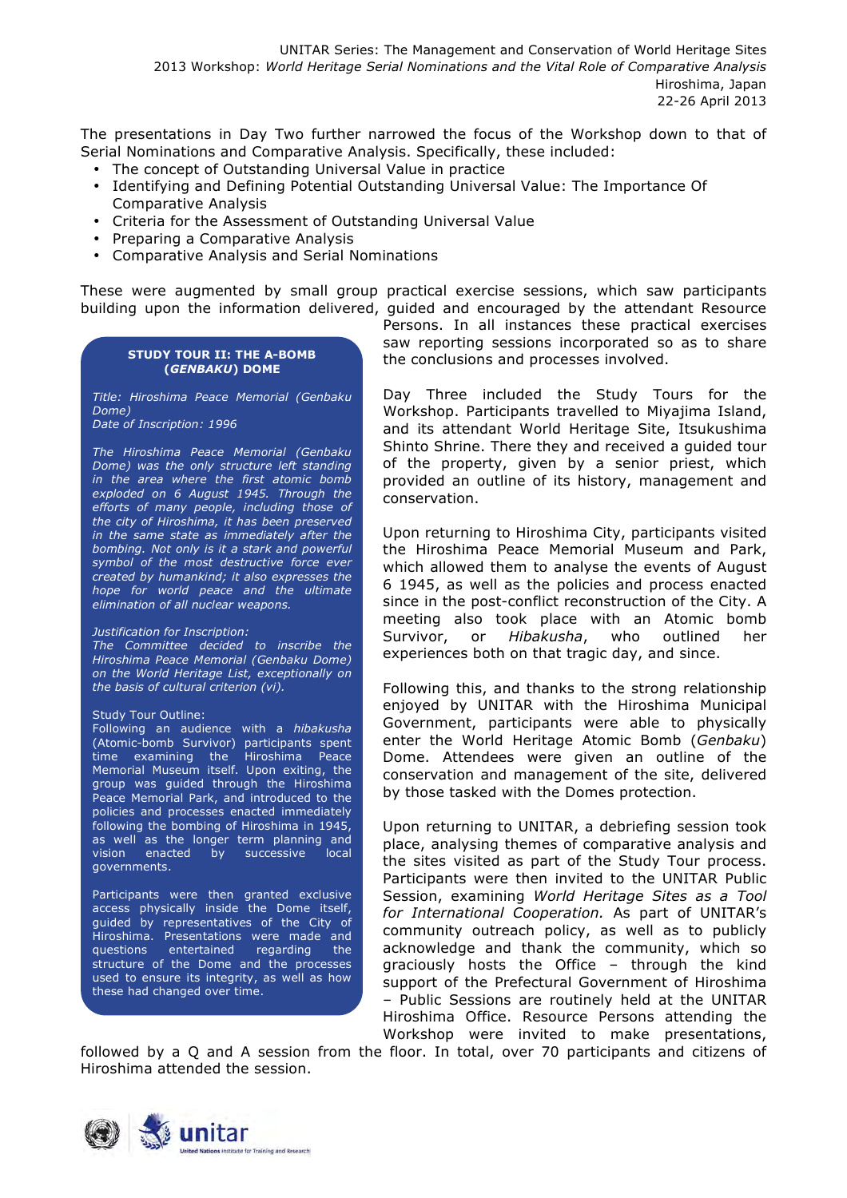The presentations in Day Two further narrowed the focus of the Workshop down to that of Serial Nominations and Comparative Analysis. Specifically, these included:

- The concept of Outstanding Universal Value in practice
- Identifying and Defining Potential Outstanding Universal Value: The Importance Of Comparative Analysis
- Criteria for the Assessment of Outstanding Universal Value
- Preparing a Comparative Analysis
- Comparative Analysis and Serial Nominations

These were augmented by small group practical exercise sessions, which saw participants building upon the information delivered, guided and encouraged by the attendant Resource Persons. In all instances these practical exercises saw reporting sessions incorporated so as to share the conclusions and processes involved.

Day Three included the Study Tours for the Workshop. Participants travelled to Miyajima Island, and its attendant World Heritage Site, Itsukushima Shinto Shrine. There they and received a guided tour of the property, given by a senior priest, which provided an outline of its history, management and conservation.

Upon returning to Hiroshima City, participants visited the Hiroshima Peace Memorial Museum and Park, which allowed them to analyse the events of August 6 1945, as well as the policies and process enacted since in the post-conflict reconstruction of the City. A meeting also took place with an Atomic bomb Survivor, or *Hibakusha*, who outlined her experiences both on that tragic day, and since.

Following this, and thanks to the strong relationship enjoyed by UNITAR with the Hiroshima Municipal Government, participants were able to physically enter the World Heritage Atomic Bomb (*Genbaku*) Dome. Attendees were given an outline of the conservation and management of the site, delivered by those tasked with the Domes protection.

Upon returning to UNITAR, a debriefing session took place, analysing themes of comparative analysis and the sites visited as part of the Study Tour process. Participants were then invited to the UNITAR Public Session, examining *World Heritage Sites as a Tool for International Cooperation.* As part of UNITAR's community outreach policy, as well as to publicly acknowledge and thank the community, which so graciously hosts the Office – through the kind support of the Prefectural Government of Hiroshima – Public Sessions are routinely held at the UNITAR Hiroshima Office. Resource Persons attending the Workshop were invited to make presentations, followed by a Q and A session from the floor. In total, over 70 participants and citizens of Hiroshima attended the session.

**STUDY TOUR II: THE A-BOMB (*GENBAKU*) DOME**

*Title: Hiroshima Peace Memorial (Genbaku Dome)*
*Date of Inscription: 1996*

*The Hiroshima Peace Memorial (Genbaku Dome) was the only structure left standing in the area where the first atomic bomb exploded on 6 August 1945. Through the efforts of many people, including those of the city of Hiroshima, it has been preserved in the same state as immediately after the bombing. Not only is it a stark and powerful symbol of the most destructive force ever created by humankind; it also expresses the hope for world peace and the ultimate elimination of all nuclear weapons.*

*Justification for Inscription:*
*The Committee decided to inscribe the Hiroshima Peace Memorial (Genbaku Dome) on the World Heritage List, exceptionally on the basis of cultural criterion (vi).*

Study Tour Outline:
Following an audience with a *hibakusha* (Atomic-bomb Survivor) participants spent time examining the Hiroshima Peace Memorial Museum itself. Upon exiting, the group was guided through the Hiroshima Peace Memorial Park, and introduced to the policies and processes enacted immediately following the bombing of Hiroshima in 1945, as well as the longer term planning and vision enacted by successive local governments.

Participants were then granted exclusive access physically inside the Dome itself, guided by representatives of the City of Hiroshima. Presentations were made and questions entertained regarding the structure of the Dome and the processes used to ensure its integrity, as well as how these had changed over time.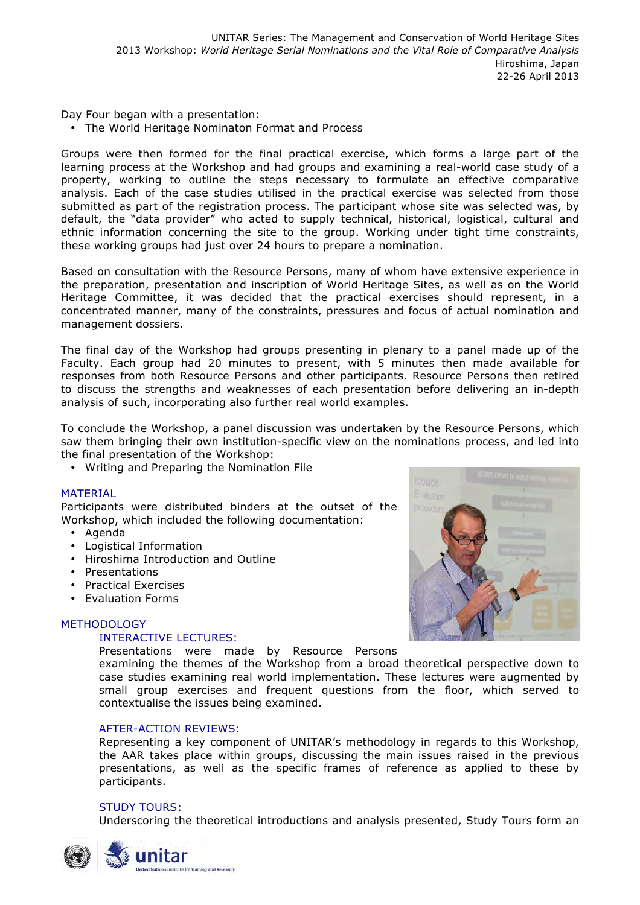Day Four began with a presentation:

- The World Heritage Nominaton Format and Process

Groups were then formed for the final practical exercise, which forms a large part of the learning process at the Workshop and had groups and examining a real-world case study of a property, working to outline the steps necessary to formulate an effective comparative analysis. Each of the case studies utilised in the practical exercise was selected from those submitted as part of the registration process. The participant whose site was selected was, by default, the "data provider" who acted to supply technical, historical, logistical, cultural and ethnic information concerning the site to the group. Working under tight time constraints, these working groups had just over 24 hours to prepare a nomination.

Based on consultation with the Resource Persons, many of whom have extensive experience in the preparation, presentation and inscription of World Heritage Sites, as well as on the World Heritage Committee, it was decided that the practical exercises should represent, in a concentrated manner, many of the constraints, pressures and focus of actual nomination and management dossiers.

The final day of the Workshop had groups presenting in plenary to a panel made up of the Faculty. Each group had 20 minutes to present, with 5 minutes then made available for responses from both Resource Persons and other participants. Resource Persons then retired to discuss the strengths and weaknesses of each presentation before delivering an in-depth analysis of such, incorporating also further real world examples.

To conclude the Workshop, a panel discussion was undertaken by the Resource Persons, which saw them bringing their own institution-specific view on the nominations process, and led into the final presentation of the Workshop:

- Writing and Preparing the Nomination File

## MATERIAL

Participants were distributed binders at the outset of the Workshop, which included the following documentation:

- Agenda
- Logistical Information
- Hiroshima Introduction and Outline
- Presentations
- Practical Exercises
- Evaluation Forms

## METHODOLOGY

### INTERACTIVE LECTURES:

Presentations were made by Resource Persons examining the themes of the Workshop from a broad theoretical perspective down to case studies examining real world implementation. These lectures were augmented by small group exercises and frequent questions from the floor, which served to contextualise the issues being examined.

### AFTER-ACTION REVIEWS:

Representing a key component of UNITAR's methodology in regards to this Workshop, the AAR takes place within groups, discussing the main issues raised in the previous presentations, as well as the specific frames of reference as applied to these by participants.

### STUDY TOURS:

Underscoring the theoretical introductions and analysis presented, Study Tours form an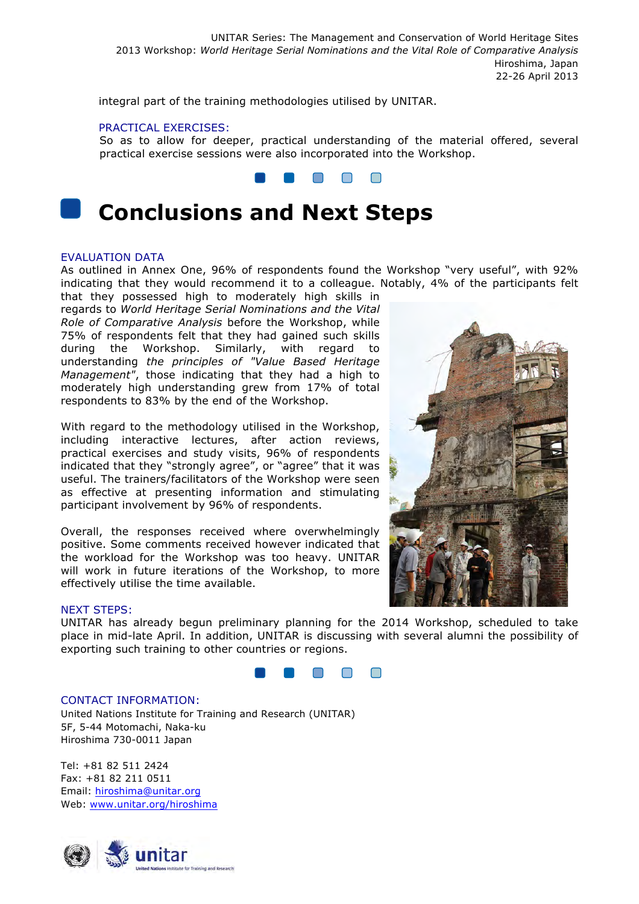integral part of the training methodologies utilised by UNITAR.

PRACTICAL EXERCISES:

So as to allow for deeper, practical understanding of the material offered, several practical exercise sessions were also incorporated into the Workshop.

# Conclusions and Next Steps

EVALUATION DATA

As outlined in Annex One, 96% of respondents found the Workshop "very useful", with 92% indicating that they would recommend it to a colleague. Notably, 4% of the participants felt that they possessed high to moderately high skills in regards to *World Heritage Serial Nominations and the Vital Role of Comparative Analysis* before the Workshop, while 75% of respondents felt that they had gained such skills during the Workshop. Similarly, with regard to understanding *the principles of "Value Based Heritage Management"*, those indicating that they had a high to moderately high understanding grew from 17% of total respondents to 83% by the end of the Workshop.

With regard to the methodology utilised in the Workshop, including interactive lectures, after action reviews, practical exercises and study visits, 96% of respondents indicated that they "strongly agree", or "agree" that it was useful. The trainers/facilitators of the Workshop were seen as effective at presenting information and stimulating participant involvement by 96% of respondents.

Overall, the responses received where overwhelmingly positive. Some comments received however indicated that the workload for the Workshop was too heavy. UNITAR will work in future iterations of the Workshop, to more effectively utilise the time available.

NEXT STEPS:

UNITAR has already begun preliminary planning for the 2014 Workshop, scheduled to take place in mid-late April. In addition, UNITAR is discussing with several alumni the possibility of exporting such training to other countries or regions.

CONTACT INFORMATION:

United Nations Institute for Training and Research (UNITAR)
5F, 5-44 Motomachi, Naka-ku
Hiroshima 730-0011 Japan

Tel: +81 82 511 2424
Fax: +81 82 211 0511
Email: hiroshima@unitar.org
Web: www.unitar.org/hiroshima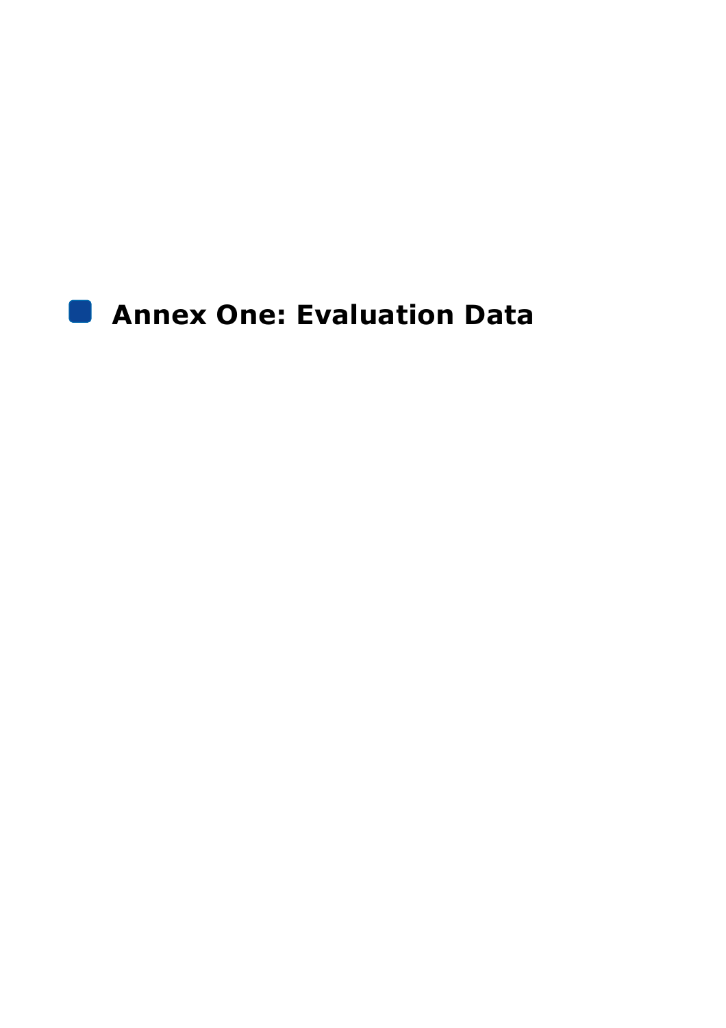# Annex One: Evaluation Data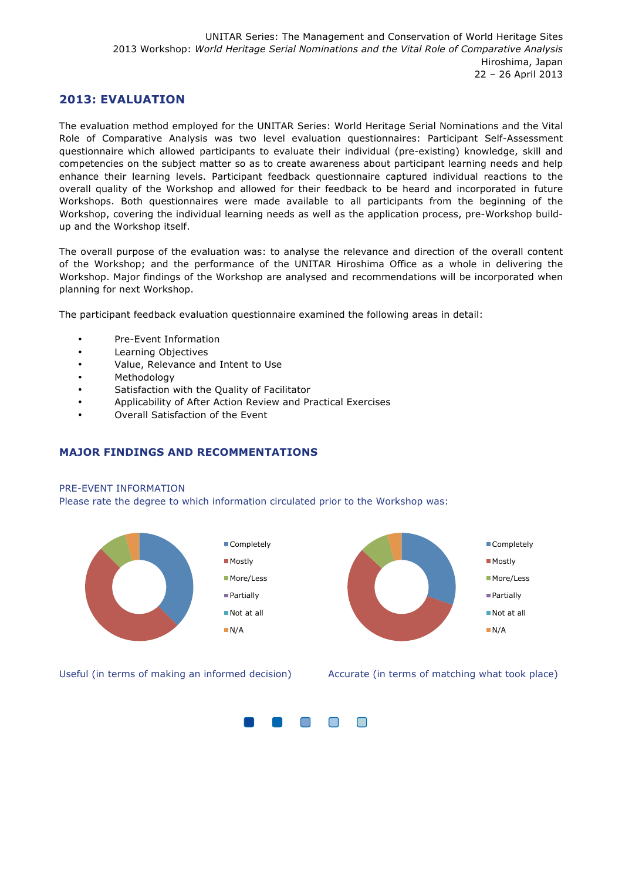## 2013: EVALUATION

The evaluation method employed for the UNITAR Series: World Heritage Serial Nominations and the Vital Role of Comparative Analysis was two level evaluation questionnaires: Participant Self-Assessment questionnaire which allowed participants to evaluate their individual (pre-existing) knowledge, skill and competencies on the subject matter so as to create awareness about participant learning needs and help enhance their learning levels. Participant feedback questionnaire captured individual reactions to the overall quality of the Workshop and allowed for their feedback to be heard and incorporated in future Workshops. Both questionnaires were made available to all participants from the beginning of the Workshop, covering the individual learning needs as well as the application process, pre-Workshop build-up and the Workshop itself.

The overall purpose of the evaluation was: to analyse the relevance and direction of the overall content of the Workshop; and the performance of the UNITAR Hiroshima Office as a whole in delivering the Workshop. Major findings of the Workshop are analysed and recommendations will be incorporated when planning for next Workshop.

The participant feedback evaluation questionnaire examined the following areas in detail:

- Pre-Event Information
- Learning Objectives
- Value, Relevance and Intent to Use
- Methodology
- Satisfaction with the Quality of Facilitator
- Applicability of After Action Review and Practical Exercises
- Overall Satisfaction of the Event

## MAJOR FINDINGS AND RECOMMENTATIONS

PRE-EVENT INFORMATION

Please rate the degree to which information circulated prior to the Workshop was:

Completely
Mostly
More/Less
Partially
Not at all
N/A

Useful (in terms of making an informed decision)

Completely
Mostly
More/Less
Partially
Not at all
N/A

Accurate (in terms of matching what took place)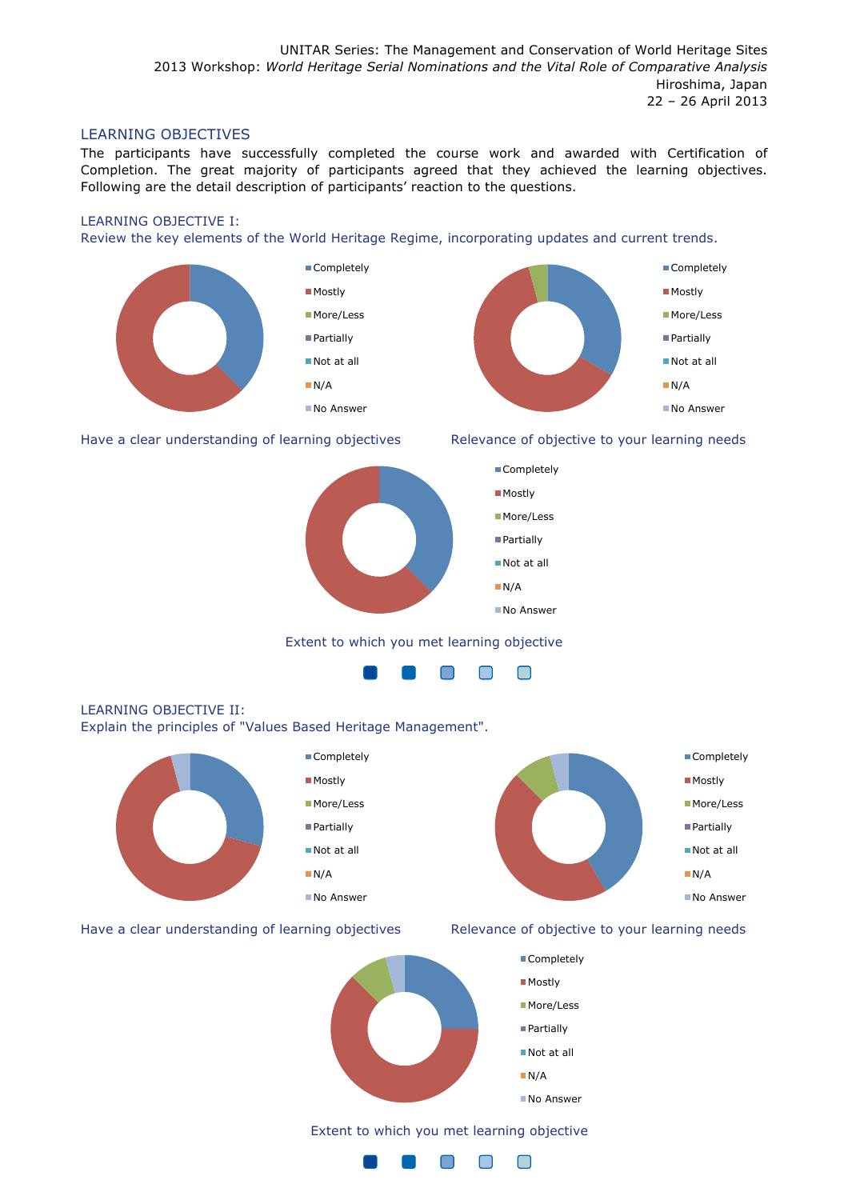UNITAR Series: The Management and Conservation of World Heritage Sites
2013 Workshop: *World Heritage Serial Nominations and the Vital Role of Comparative Analysis*
Hiroshima, Japan
22 – 26 April 2013

## LEARNING OBJECTIVES

The participants have successfully completed the course work and awarded with Certification of Completion. The great majority of participants agreed that they achieved the learning objectives. Following are the detail description of participants' reaction to the questions.

### LEARNING OBJECTIVE I:
Review the key elements of the World Heritage Regime, incorporating updates and current trends.

- Completely
- Mostly
- More/Less
- Partially
- Not at all
- N/A
- No Answer

Have a clear understanding of learning objectives

- Completely
- Mostly
- More/Less
- Partially
- Not at all
- N/A
- No Answer

Relevance of objective to your learning needs

- Completely
- Mostly
- More/Less
- Partially
- Not at all
- N/A
- No Answer

Extent to which you met learning objective

### LEARNING OBJECTIVE II:
Explain the principles of "Values Based Heritage Management".

- Completely
- Mostly
- More/Less
- Partially
- Not at all
- N/A
- No Answer

Have a clear understanding of learning objectives

- Completely
- Mostly
- More/Less
- Partially
- Not at all
- N/A
- No Answer

Relevance of objective to your learning needs

- Completely
- Mostly
- More/Less
- Partially
- Not at all
- N/A
- No Answer

Extent to which you met learning objective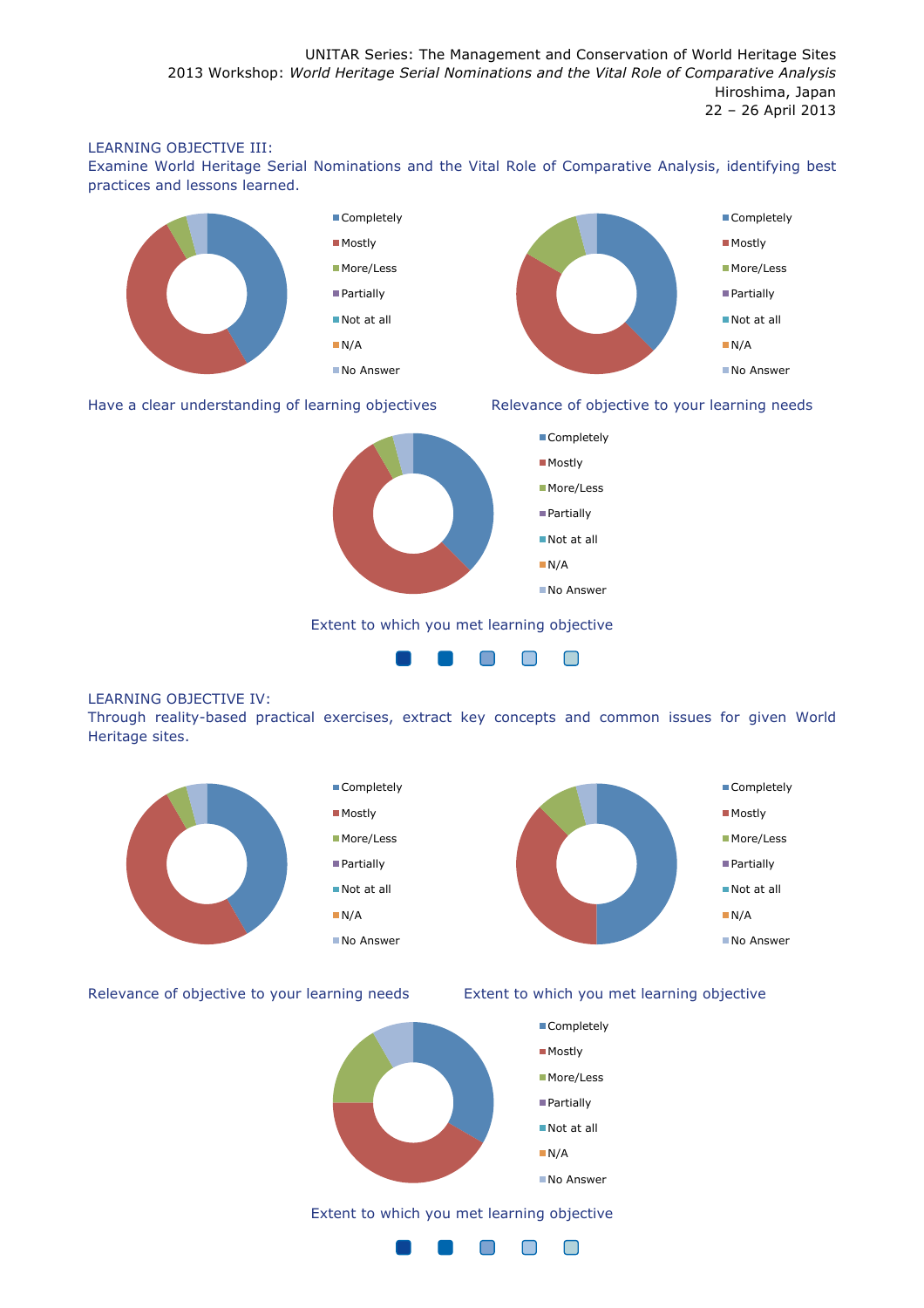## LEARNING OBJECTIVE III:

Examine World Heritage Serial Nominations and the Vital Role of Comparative Analysis, identifying best practices and lessons learned.

- Completely
- Mostly
- More/Less
- Partially
- Not at all
- N/A
- No Answer

Have a clear understanding of learning objectives

- Completely
- Mostly
- More/Less
- Partially
- Not at all
- N/A
- No Answer

Relevance of objective to your learning needs

- Completely
- Mostly
- More/Less
- Partially
- Not at all
- N/A
- No Answer

Extent to which you met learning objective

## LEARNING OBJECTIVE IV:

Through reality-based practical exercises, extract key concepts and common issues for given World Heritage sites.

- Completely
- Mostly
- More/Less
- Partially
- Not at all
- N/A
- No Answer

Relevance of objective to your learning needs

- Completely
- Mostly
- More/Less
- Partially
- Not at all
- N/A
- No Answer

Extent to which you met learning objective

- Completely
- Mostly
- More/Less
- Partially
- Not at all
- N/A
- No Answer

Extent to which you met learning objective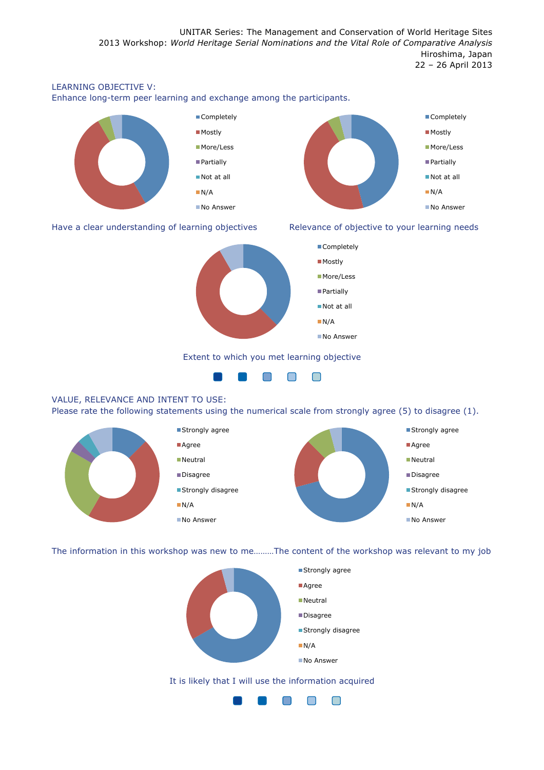LEARNING OBJECTIVE V:
Enhance long-term peer learning and exchange among the participants.

- Completely
- Mostly
- More/Less
- Partially
- Not at all
- N/A
- No Answer

Have a clear understanding of learning objectives

- Completely
- Mostly
- More/Less
- Partially
- Not at all
- N/A
- No Answer

Relevance of objective to your learning needs

- Completely
- Mostly
- More/Less
- Partially
- Not at all
- N/A
- No Answer

Extent to which you met learning objective

VALUE, RELEVANCE AND INTENT TO USE:
Please rate the following statements using the numerical scale from strongly agree (5) to disagree (1).

- Strongly agree
- Agree
- Neutral
- Disagree
- Strongly disagree
- N/A
- No Answer

The information in this workshop was new to me………

- Strongly agree
- Agree
- Neutral
- Disagree
- Strongly disagree
- N/A
- No Answer

The content of the workshop was relevant to my job

- Strongly agree
- Agree
- Neutral
- Disagree
- Strongly disagree
- N/A
- No Answer

It is likely that I will use the information acquired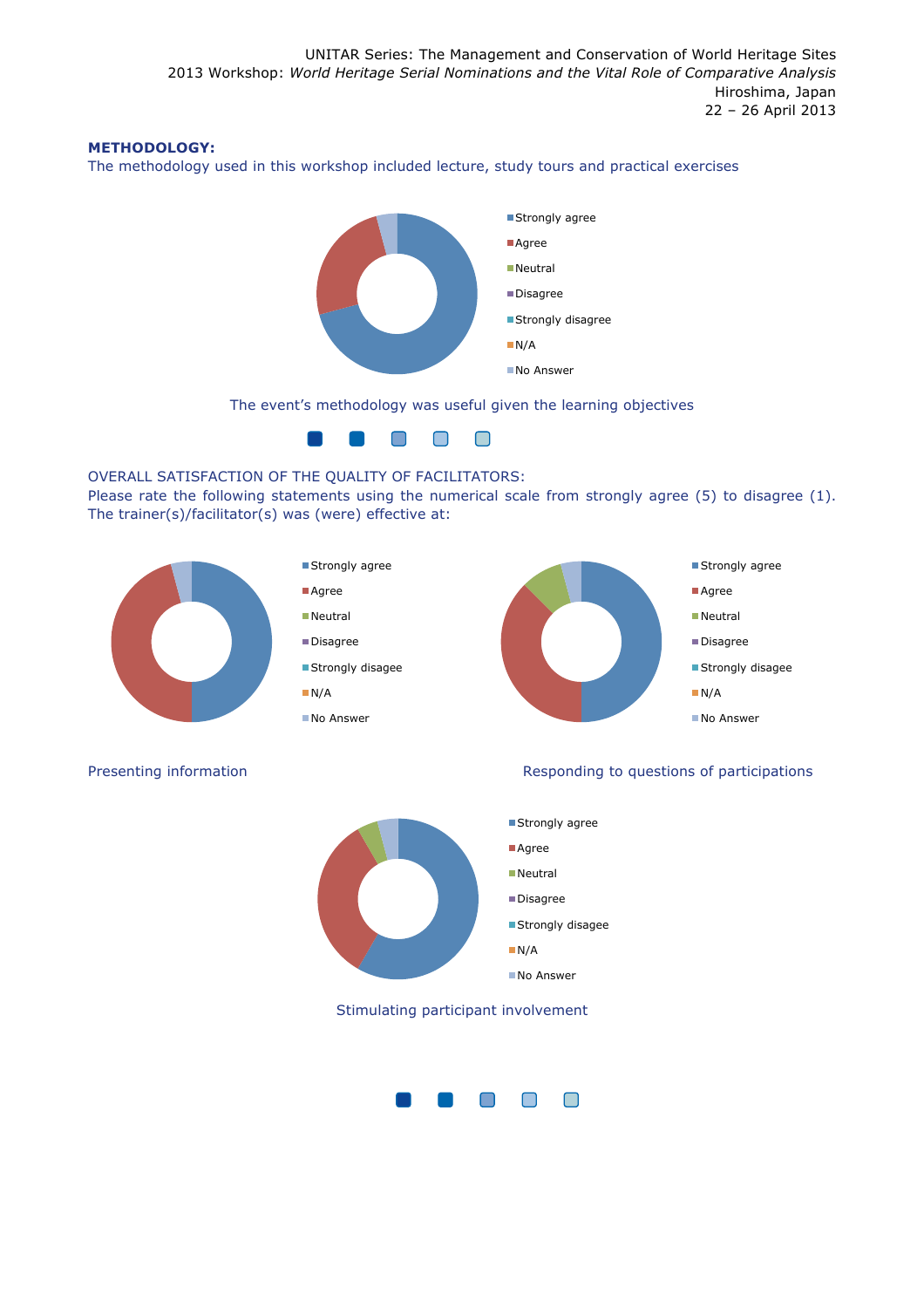**METHODOLOGY:**

The methodology used in this workshop included lecture, study tours and practical exercises

- Strongly agree
- Agree
- Neutral
- Disagree
- Strongly disagree
- N/A
- No Answer

The event's methodology was useful given the learning objectives

OVERALL SATISFACTION OF THE QUALITY OF FACILITATORS:

Please rate the following statements using the numerical scale from strongly agree (5) to disagree (1). The trainer(s)/facilitator(s) was (were) effective at:

- Strongly agree
- Agree
- Neutral
- Disagree
- Strongly disagee
- N/A
- No Answer

Presenting information

- Strongly agree
- Agree
- Neutral
- Disagree
- Strongly disagee
- N/A
- No Answer

Responding to questions of participations

- Strongly agree
- Agree
- Neutral
- Disagree
- Strongly disagee
- N/A
- No Answer

Stimulating participant involvement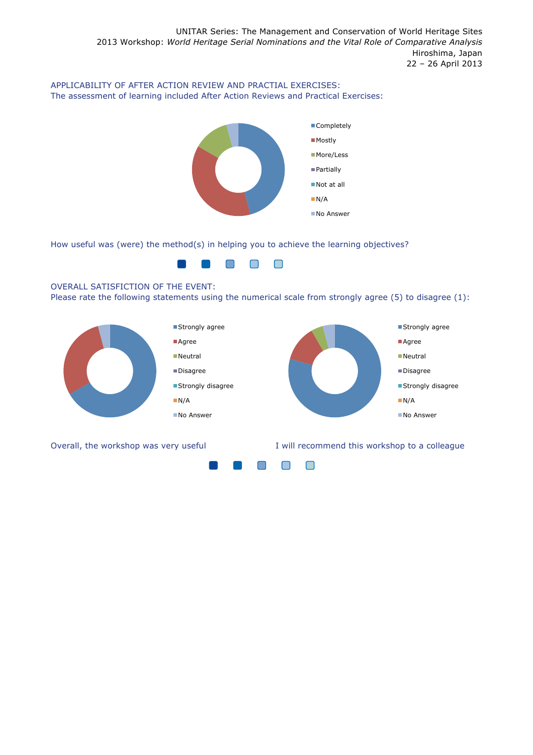APPLICABILITY OF AFTER ACTION REVIEW AND PRACTIAL EXERCISES:
The assessment of learning included After Action Reviews and Practical Exercises:

- Completely
- Mostly
- More/Less
- Partially
- Not at all
- N/A
- No Answer

How useful was (were) the method(s) in helping you to achieve the learning objectives?

OVERALL SATISFICTION OF THE EVENT:
Please rate the following statements using the numerical scale from strongly agree (5) to disagree (1):

- Strongly agree
- Agree
- Neutral
- Disagree
- Strongly disagree
- N/A
- No Answer

Overall, the workshop was very useful

- Strongly agree
- Agree
- Neutral
- Disagree
- Strongly disagree
- N/A
- No Answer

I will recommend this workshop to a colleague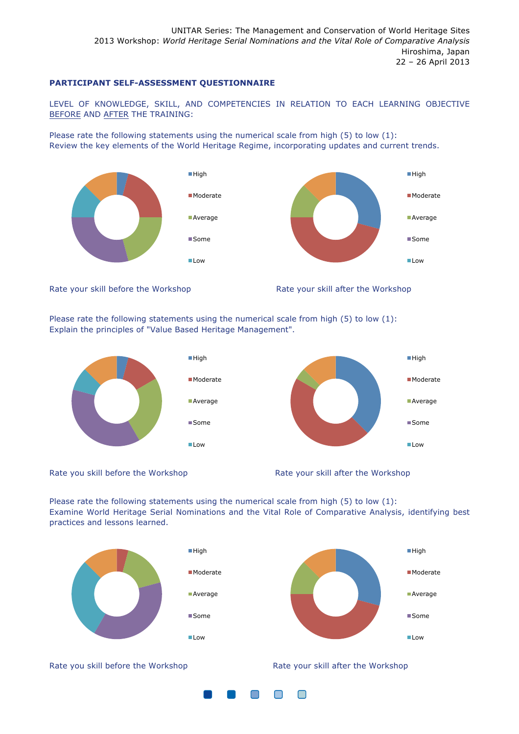**PARTICIPANT SELF-ASSESSMENT QUESTIONNAIRE**

LEVEL OF KNOWLEDGE, SKILL, AND COMPETENCIES IN RELATION TO EACH LEARNING OBJECTIVE BEFORE AND AFTER THE TRAINING:

Please rate the following statements using the numerical scale from high (5) to low (1):
Review the key elements of the World Heritage Regime, incorporating updates and current trends.

High
Moderate
Average
Some
Low

Rate your skill before the Workshop

High
Moderate
Average
Some
Low

Rate your skill after the Workshop

Please rate the following statements using the numerical scale from high (5) to low (1):
Explain the principles of "Value Based Heritage Management".

High
Moderate
Average
Some
Low

Rate you skill before the Workshop

High
Moderate
Average
Some
Low

Rate your skill after the Workshop

Please rate the following statements using the numerical scale from high (5) to low (1):
Examine World Heritage Serial Nominations and the Vital Role of Comparative Analysis, identifying best practices and lessons learned.

High
Moderate
Average
Some
Low

Rate you skill before the Workshop

High
Moderate
Average
Some
Low

Rate your skill after the Workshop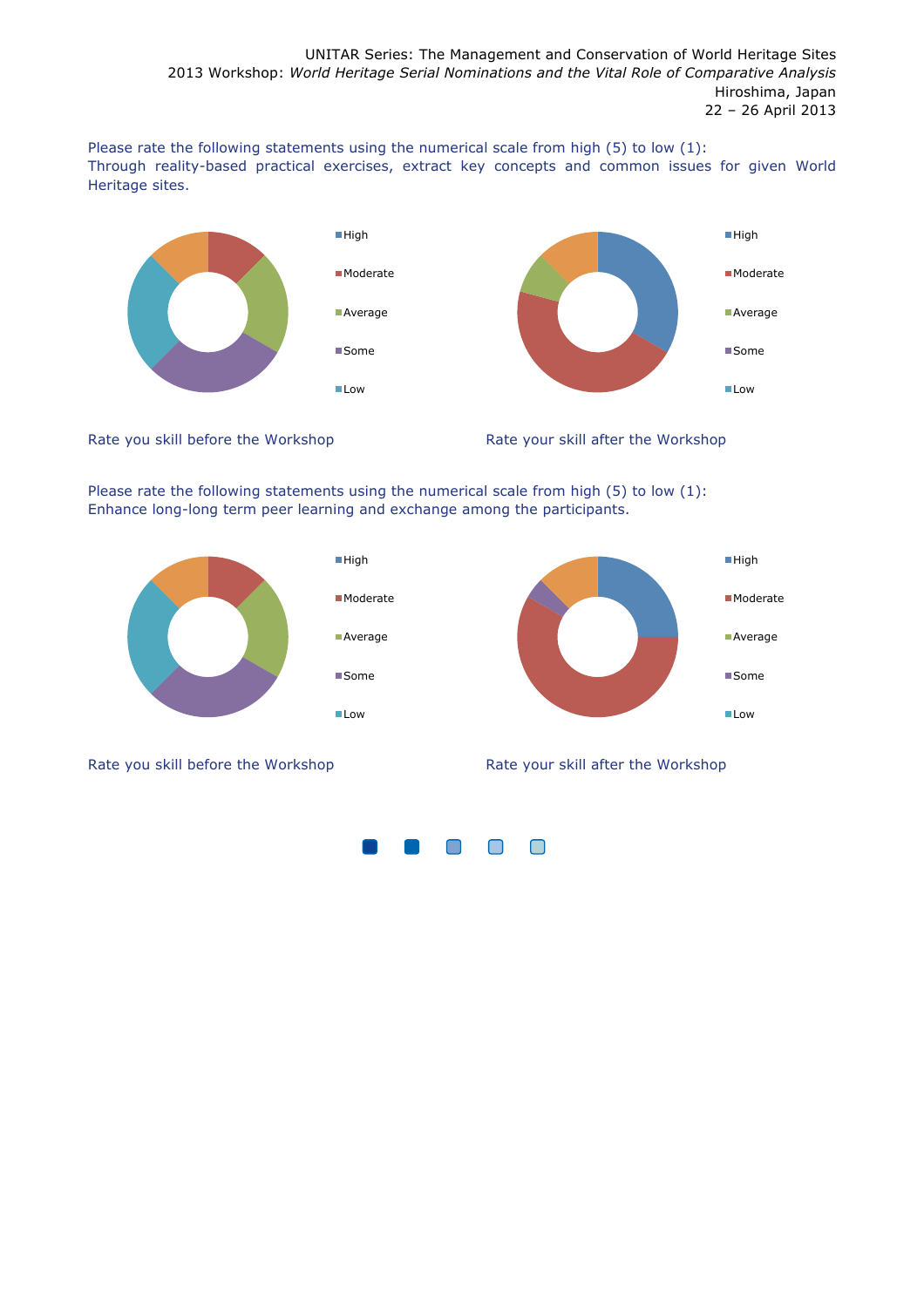Please rate the following statements using the numerical scale from high (5) to low (1):
Through reality-based practical exercises, extract key concepts and common issues for given World Heritage sites.

- High
- Moderate
- Average
- Some
- Low

Rate you skill before the Workshop

- High
- Moderate
- Average
- Some
- Low

Rate your skill after the Workshop

Please rate the following statements using the numerical scale from high (5) to low (1):
Enhance long-long term peer learning and exchange among the participants.

- High
- Moderate
- Average
- Some
- Low

Rate you skill before the Workshop

- High
- Moderate
- Average
- Some
- Low

Rate your skill after the Workshop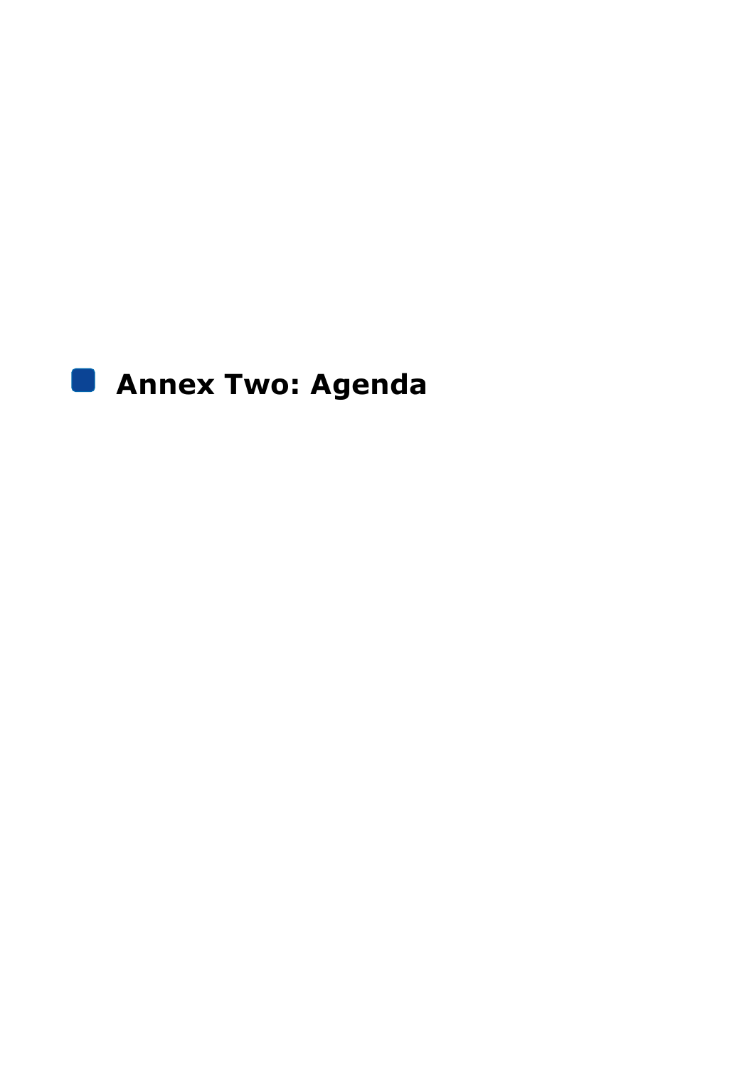# Annex Two: Agenda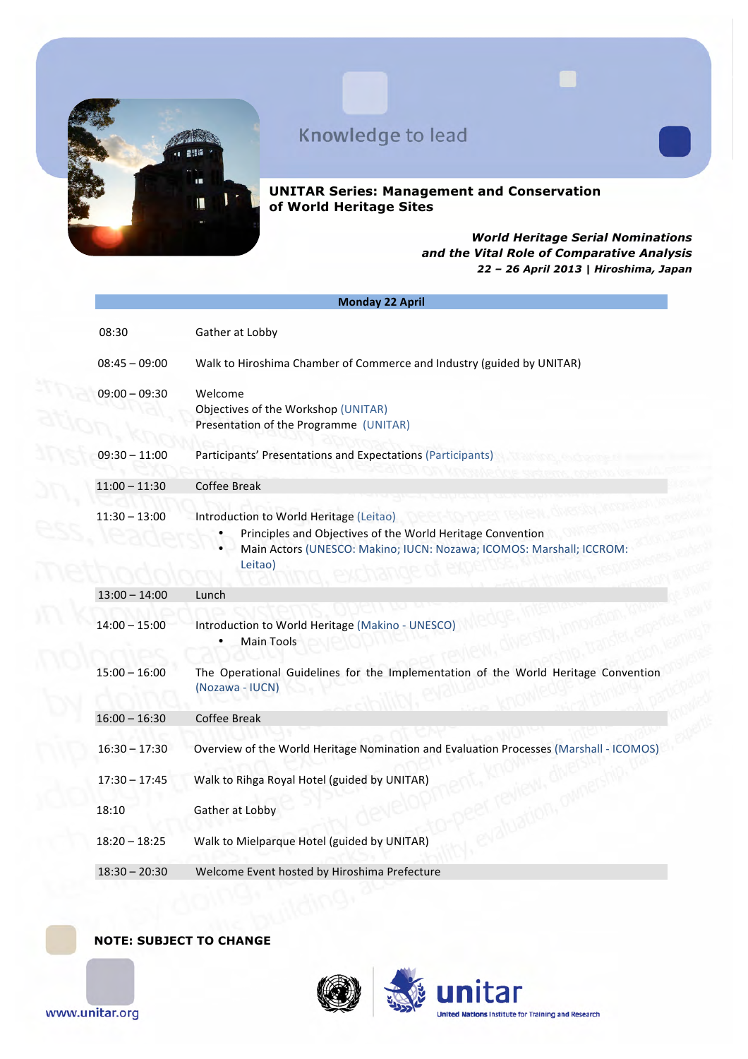Knowledge to lead

**UNITAR Series: Management and Conservation of World Heritage Sites**

***World Heritage Serial Nominations and the Vital Role of Comparative Analysis***
***22 – 26 April 2013 | Hiroshima, Japan***

| Monday 22 April | |
|---|---|
| 08:30 | Gather at Lobby |
| 08:45 – 09:00 | Walk to Hiroshima Chamber of Commerce and Industry (guided by UNITAR) |
| 09:00 – 09:30 | Welcome<br>Objectives of the Workshop (UNITAR)<br>Presentation of the Programme (UNITAR) |
| 09:30 – 11:00 | Participants' Presentations and Expectations (Participants) |
| 11:00 – 11:30 | Coffee Break |
| 11:30 – 13:00 | Introduction to World Heritage (Leitao)<br>• Principles and Objectives of the World Heritage Convention<br>• Main Actors (UNESCO: Makino; IUCN: Nozawa; ICOMOS: Marshall; ICCROM: Leitao) |
| 13:00 – 14:00 | Lunch |
| 14:00 – 15:00 | Introduction to World Heritage (Makino - UNESCO)<br>• Main Tools |
| 15:00 – 16:00 | The Operational Guidelines for the Implementation of the World Heritage Convention (Nozawa - IUCN) |
| 16:00 – 16:30 | Coffee Break |
| 16:30 – 17:30 | Overview of the World Heritage Nomination and Evaluation Processes (Marshall - ICOMOS) |
| 17:30 – 17:45 | Walk to Rihga Royal Hotel (guided by UNITAR) |
| 18:10 | Gather at Lobby |
| 18:20 – 18:25 | Walk to Mielparque Hotel (guided by UNITAR) |
| 18:30 – 20:30 | Welcome Event hosted by Hiroshima Prefecture |

**NOTE: SUBJECT TO CHANGE**

www.unitar.org

unitar
United Nations Institute for Training and Research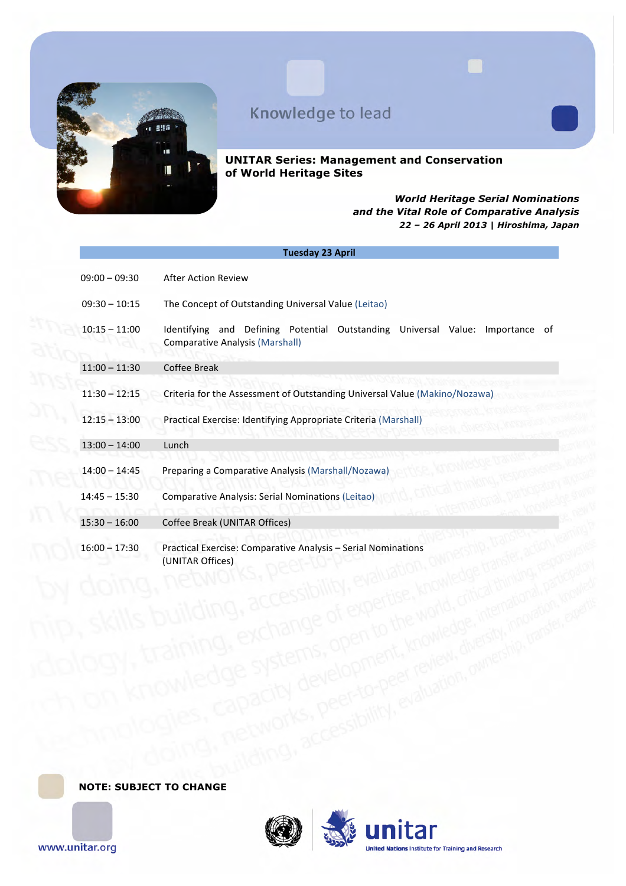Knowledge to lead

**UNITAR Series: Management and Conservation of World Heritage Sites**

***World Heritage Serial Nominations and the Vital Role of Comparative Analysis***
***22 – 26 April 2013 | Hiroshima, Japan***

| Tuesday 23 April | |
|---|---|
| 09:00 – 09:30 | After Action Review |
| 09:30 – 10:15 | The Concept of Outstanding Universal Value (Leitao) |
| 10:15 – 11:00 | Identifying and Defining Potential Outstanding Universal Value: Importance of Comparative Analysis (Marshall) |
| 11:00 – 11:30 | Coffee Break |
| 11:30 – 12:15 | Criteria for the Assessment of Outstanding Universal Value (Makino/Nozawa) |
| 12:15 – 13:00 | Practical Exercise: Identifying Appropriate Criteria (Marshall) |
| 13:00 – 14:00 | Lunch |
| 14:00 – 14:45 | Preparing a Comparative Analysis (Marshall/Nozawa) |
| 14:45 – 15:30 | Comparative Analysis: Serial Nominations (Leitao) |
| 15:30 – 16:00 | Coffee Break (UNITAR Offices) |
| 16:00 – 17:30 | Practical Exercise: Comparative Analysis – Serial Nominations (UNITAR Offices) |

**NOTE: SUBJECT TO CHANGE**

www.unitar.org

unitar
United Nations Institute for Training and Research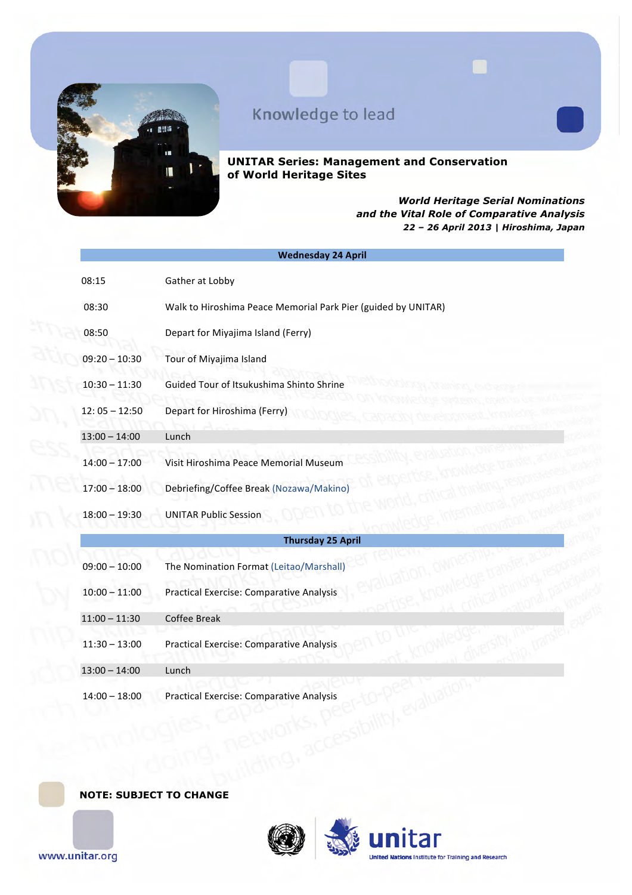Knowledge to lead

**UNITAR Series: Management and Conservation of World Heritage Sites**

***World Heritage Serial Nominations and the Vital Role of Comparative Analysis***
***22 – 26 April 2013 | Hiroshima, Japan***

| **Wednesday 24 April** | |
|---|---|
| 08:15 | Gather at Lobby |
| 08:30 | Walk to Hiroshima Peace Memorial Park Pier (guided by UNITAR) |
| 08:50 | Depart for Miyajima Island (Ferry) |
| 09:20 – 10:30 | Tour of Miyajima Island |
| 10:30 – 11:30 | Guided Tour of Itsukushima Shinto Shrine |
| 12: 05 – 12:50 | Depart for Hiroshima (Ferry) |
| 13:00 – 14:00 | Lunch |
| 14:00 – 17:00 | Visit Hiroshima Peace Memorial Museum |
| 17:00 – 18:00 | Debriefing/Coffee Break (Nozawa/Makino) |
| 18:00 – 19:30 | UNITAR Public Session |
| **Thursday 25 April** | |
| 09:00 – 10:00 | The Nomination Format (Leitao/Marshall) |
| 10:00 – 11:00 | Practical Exercise: Comparative Analysis |
| 11:00 – 11:30 | Coffee Break |
| 11:30 – 13:00 | Practical Exercise: Comparative Analysis |
| 13:00 – 14:00 | Lunch |
| 14:00 – 18:00 | Practical Exercise: Comparative Analysis |

**NOTE: SUBJECT TO CHANGE**

www.unitar.org

unitar
United Nations Institute for Training and Research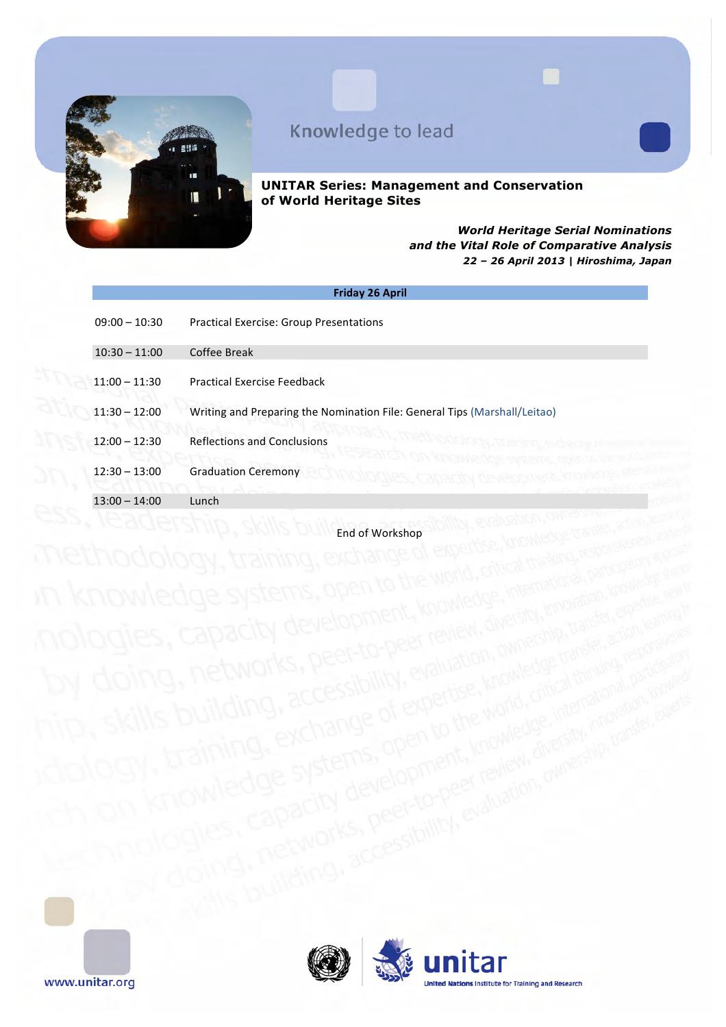Knowledge to lead

**UNITAR Series: Management and Conservation of World Heritage Sites**

***World Heritage Serial Nominations and the Vital Role of Comparative Analysis***
***22 – 26 April 2013 | Hiroshima, Japan***

| Friday 26 April | |
|---|---|
| 09:00 – 10:30 | Practical Exercise: Group Presentations |
| 10:30 – 11:00 | Coffee Break |
| 11:00 – 11:30 | Practical Exercise Feedback |
| 11:30 – 12:00 | Writing and Preparing the Nomination File: General Tips (Marshall/Leitao) |
| 12:00 – 12:30 | Reflections and Conclusions |
| 12:30 – 13:00 | Graduation Ceremony |
| 13:00 – 14:00 | Lunch |

End of Workshop

www.unitar.org

unitar
United Nations Institute for Training and Research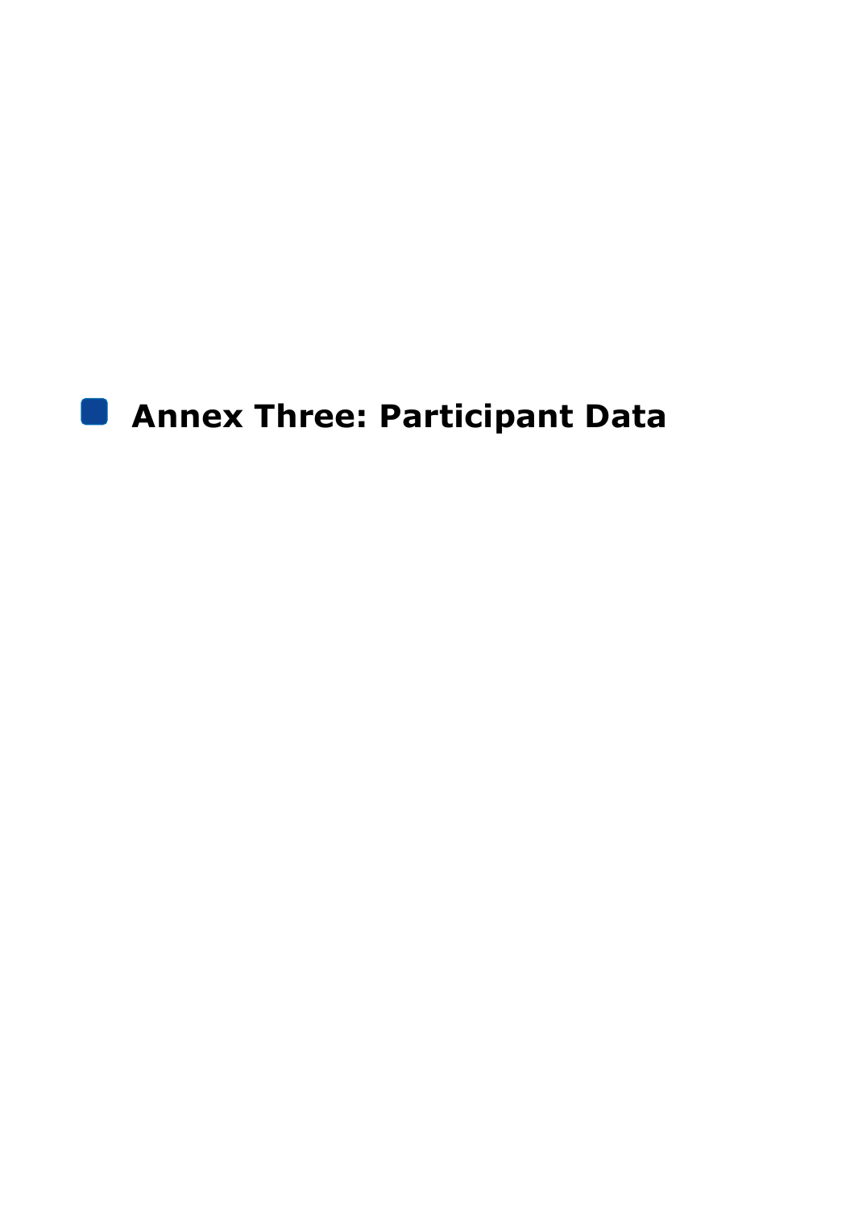# Annex Three: Participant Data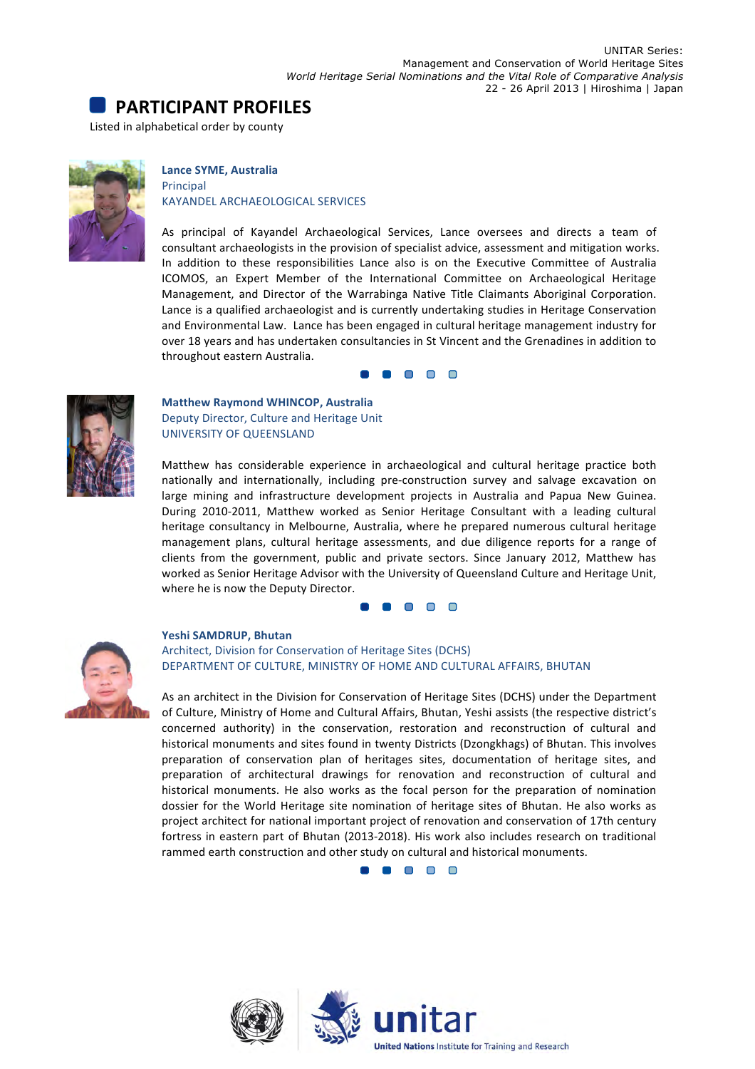## PARTICIPANT PROFILES

Listed in alphabetical order by county

**Lance SYME, Australia**
Principal
KAYANDEL ARCHAEOLOGICAL SERVICES

As principal of Kayandel Archaeological Services, Lance oversees and directs a team of consultant archaeologists in the provision of specialist advice, assessment and mitigation works. In addition to these responsibilities Lance also is on the Executive Committee of Australia ICOMOS, an Expert Member of the International Committee on Archaeological Heritage Management, and Director of the Warrabinga Native Title Claimants Aboriginal Corporation. Lance is a qualified archaeologist and is currently undertaking studies in Heritage Conservation and Environmental Law. Lance has been engaged in cultural heritage management industry for over 18 years and has undertaken consultancies in St Vincent and the Grenadines in addition to throughout eastern Australia.

**Matthew Raymond WHINCOP, Australia**
Deputy Director, Culture and Heritage Unit
UNIVERSITY OF QUEENSLAND

Matthew has considerable experience in archaeological and cultural heritage practice both nationally and internationally, including pre-construction survey and salvage excavation on large mining and infrastructure development projects in Australia and Papua New Guinea. During 2010-2011, Matthew worked as Senior Heritage Consultant with a leading cultural heritage consultancy in Melbourne, Australia, where he prepared numerous cultural heritage management plans, cultural heritage assessments, and due diligence reports for a range of clients from the government, public and private sectors. Since January 2012, Matthew has worked as Senior Heritage Advisor with the University of Queensland Culture and Heritage Unit, where he is now the Deputy Director.

**Yeshi SAMDRUP, Bhutan**
Architect, Division for Conservation of Heritage Sites (DCHS)
DEPARTMENT OF CULTURE, MINISTRY OF HOME AND CULTURAL AFFAIRS, BHUTAN

As an architect in the Division for Conservation of Heritage Sites (DCHS) under the Department of Culture, Ministry of Home and Cultural Affairs, Bhutan, Yeshi assists (the respective district's concerned authority) in the conservation, restoration and reconstruction of cultural and historical monuments and sites found in twenty Districts (Dzongkhags) of Bhutan. This involves preparation of conservation plan of heritages sites, documentation of heritage sites, and preparation of architectural drawings for renovation and reconstruction of cultural and historical monuments. He also works as the focal person for the preparation of nomination dossier for the World Heritage site nomination of heritage sites of Bhutan. He also works as project architect for national important project of renovation and conservation of 17th century fortress in eastern part of Bhutan (2013-2018). His work also includes research on traditional rammed earth construction and other study on cultural and historical monuments.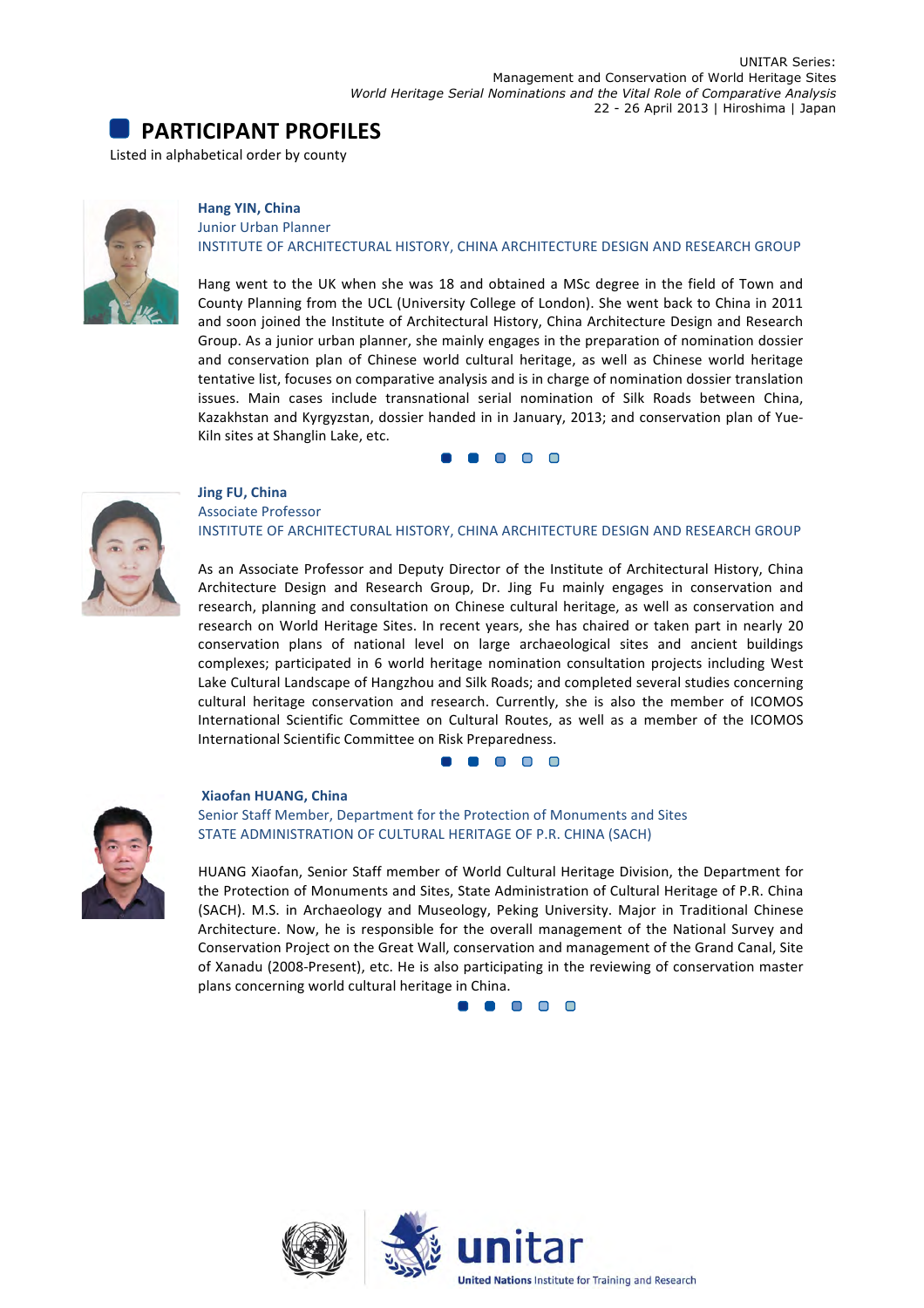## PARTICIPANT PROFILES

Listed in alphabetical order by county

**Hang YIN, China**
Junior Urban Planner
INSTITUTE OF ARCHITECTURAL HISTORY, CHINA ARCHITECTURE DESIGN AND RESEARCH GROUP

Hang went to the UK when she was 18 and obtained a MSc degree in the field of Town and County Planning from the UCL (University College of London). She went back to China in 2011 and soon joined the Institute of Architectural History, China Architecture Design and Research Group. As a junior urban planner, she mainly engages in the preparation of nomination dossier and conservation plan of Chinese world cultural heritage, as well as Chinese world heritage tentative list, focuses on comparative analysis and is in charge of nomination dossier translation issues. Main cases include transnational serial nomination of Silk Roads between China, Kazakhstan and Kyrgyzstan, dossier handed in in January, 2013; and conservation plan of Yue-Kiln sites at Shanglin Lake, etc.

**Jing FU, China**
Associate Professor
INSTITUTE OF ARCHITECTURAL HISTORY, CHINA ARCHITECTURE DESIGN AND RESEARCH GROUP

As an Associate Professor and Deputy Director of the Institute of Architectural History, China Architecture Design and Research Group, Dr. Jing Fu mainly engages in conservation and research, planning and consultation on Chinese cultural heritage, as well as conservation and research on World Heritage Sites. In recent years, she has chaired or taken part in nearly 20 conservation plans of national level on large archaeological sites and ancient buildings complexes; participated in 6 world heritage nomination consultation projects including West Lake Cultural Landscape of Hangzhou and Silk Roads; and completed several studies concerning cultural heritage conservation and research. Currently, she is also the member of ICOMOS International Scientific Committee on Cultural Routes, as well as a member of the ICOMOS International Scientific Committee on Risk Preparedness.

**Xiaofan HUANG, China**
Senior Staff Member, Department for the Protection of Monuments and Sites
STATE ADMINISTRATION OF CULTURAL HERITAGE OF P.R. CHINA (SACH)

HUANG Xiaofan, Senior Staff member of World Cultural Heritage Division, the Department for the Protection of Monuments and Sites, State Administration of Cultural Heritage of P.R. China (SACH). M.S. in Archaeology and Museology, Peking University. Major in Traditional Chinese Architecture. Now, he is responsible for the overall management of the National Survey and Conservation Project on the Great Wall, conservation and management of the Grand Canal, Site of Xanadu (2008-Present), etc. He is also participating in the reviewing of conservation master plans concerning world cultural heritage in China.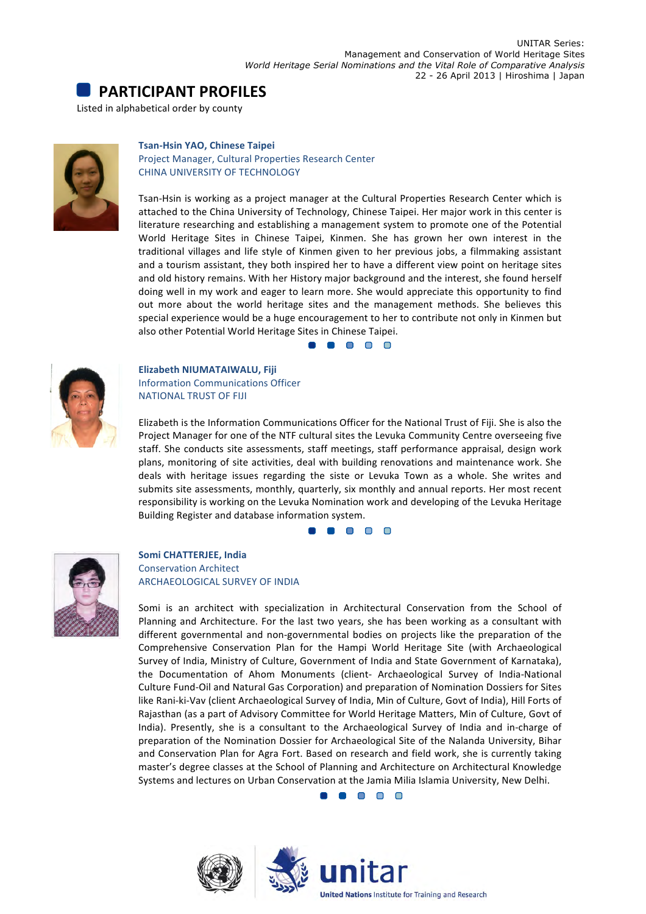## PARTICIPANT PROFILES

Listed in alphabetical order by county

**Tsan-Hsin YAO, Chinese Taipei**
Project Manager, Cultural Properties Research Center
CHINA UNIVERSITY OF TECHNOLOGY

Tsan-Hsin is working as a project manager at the Cultural Properties Research Center which is attached to the China University of Technology, Chinese Taipei. Her major work in this center is literature researching and establishing a management system to promote one of the Potential World Heritage Sites in Chinese Taipei, Kinmen. She has grown her own interest in the traditional villages and life style of Kinmen given to her previous jobs, a filmmaking assistant and a tourism assistant, they both inspired her to have a different view point on heritage sites and old history remains. With her History major background and the interest, she found herself doing well in my work and eager to learn more. She would appreciate this opportunity to find out more about the world heritage sites and the management methods. She believes this special experience would be a huge encouragement to her to contribute not only in Kinmen but also other Potential World Heritage Sites in Chinese Taipei.

**Elizabeth NIUMATAIWALU, Fiji**
Information Communications Officer
NATIONAL TRUST OF FIJI

Elizabeth is the Information Communications Officer for the National Trust of Fiji. She is also the Project Manager for one of the NTF cultural sites the Levuka Community Centre overseeing five staff. She conducts site assessments, staff meetings, staff performance appraisal, design work plans, monitoring of site activities, deal with building renovations and maintenance work. She deals with heritage issues regarding the siste or Levuka Town as a whole. She writes and submits site assessments, monthly, quarterly, six monthly and annual reports. Her most recent responsibility is working on the Levuka Nomination work and developing of the Levuka Heritage Building Register and database information system.

**Somi CHATTERJEE, India**
Conservation Architect
ARCHAEOLOGICAL SURVEY OF INDIA

Somi is an architect with specialization in Architectural Conservation from the School of Planning and Architecture. For the last two years, she has been working as a consultant with different governmental and non-governmental bodies on projects like the preparation of the Comprehensive Conservation Plan for the Hampi World Heritage Site (with Archaeological Survey of India, Ministry of Culture, Government of India and State Government of Karnataka), the Documentation of Ahom Monuments (client- Archaeological Survey of India-National Culture Fund-Oil and Natural Gas Corporation) and preparation of Nomination Dossiers for Sites like Rani-ki-Vav (client Archaeological Survey of India, Min of Culture, Govt of India), Hill Forts of Rajasthan (as a part of Advisory Committee for World Heritage Matters, Min of Culture, Govt of India). Presently, she is a consultant to the Archaeological Survey of India and in-charge of preparation of the Nomination Dossier for Archaeological Site of the Nalanda University, Bihar and Conservation Plan for Agra Fort. Based on research and field work, she is currently taking master's degree classes at the School of Planning and Architecture on Architectural Knowledge Systems and lectures on Urban Conservation at the Jamia Milia Islamia University, New Delhi.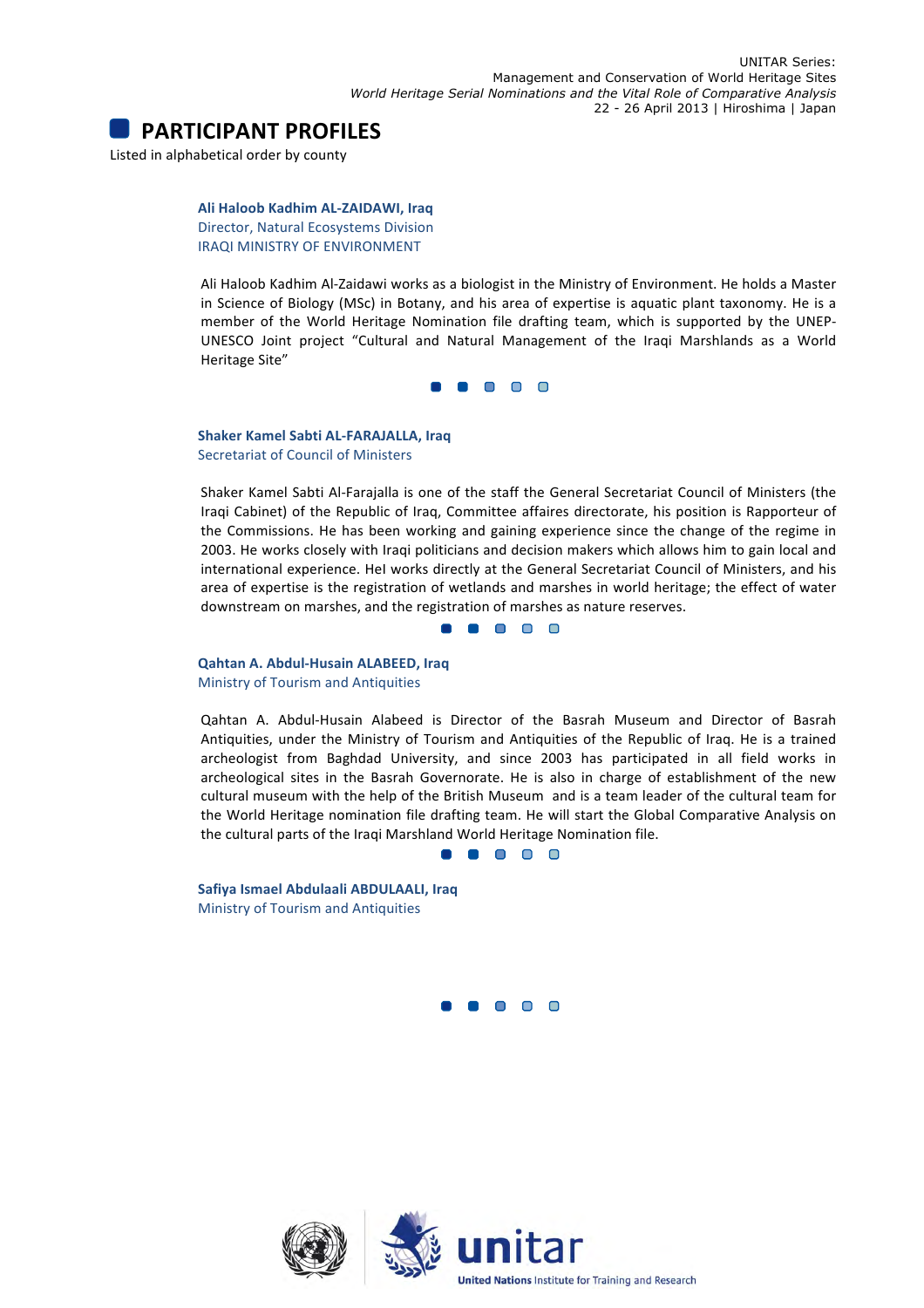## PARTICIPANT PROFILES

Listed in alphabetical order by county

**Ali Haloob Kadhim AL-ZAIDAWI, Iraq**
Director, Natural Ecosystems Division
IRAQI MINISTRY OF ENVIRONMENT

Ali Haloob Kadhim Al-Zaidawi works as a biologist in the Ministry of Environment. He holds a Master in Science of Biology (MSc) in Botany, and his area of expertise is aquatic plant taxonomy. He is a member of the World Heritage Nomination file drafting team, which is supported by the UNEP-UNESCO Joint project "Cultural and Natural Management of the Iraqi Marshlands as a World Heritage Site"

**Shaker Kamel Sabti AL-FARAJALLA, Iraq**
Secretariat of Council of Ministers

Shaker Kamel Sabti Al-Farajalla is one of the staff the General Secretariat Council of Ministers (the Iraqi Cabinet) of the Republic of Iraq, Committee affaires directorate, his position is Rapporteur of the Commissions. He has been working and gaining experience since the change of the regime in 2003. He works closely with Iraqi politicians and decision makers which allows him to gain local and international experience. Hel works directly at the General Secretariat Council of Ministers, and his area of expertise is the registration of wetlands and marshes in world heritage; the effect of water downstream on marshes, and the registration of marshes as nature reserves.

**Qahtan A. Abdul-Husain ALABEED, Iraq**
Ministry of Tourism and Antiquities

Qahtan A. Abdul-Husain Alabeed is Director of the Basrah Museum and Director of Basrah Antiquities, under the Ministry of Tourism and Antiquities of the Republic of Iraq. He is a trained archeologist from Baghdad University, and since 2003 has participated in all field works in archeological sites in the Basrah Governorate. He is also in charge of establishment of the new cultural museum with the help of the British Museum and is a team leader of the cultural team for the World Heritage nomination file drafting team. He will start the Global Comparative Analysis on the cultural parts of the Iraqi Marshland World Heritage Nomination file.

**Safiya Ismael Abdulaali ABDULAALI, Iraq**
Ministry of Tourism and Antiquities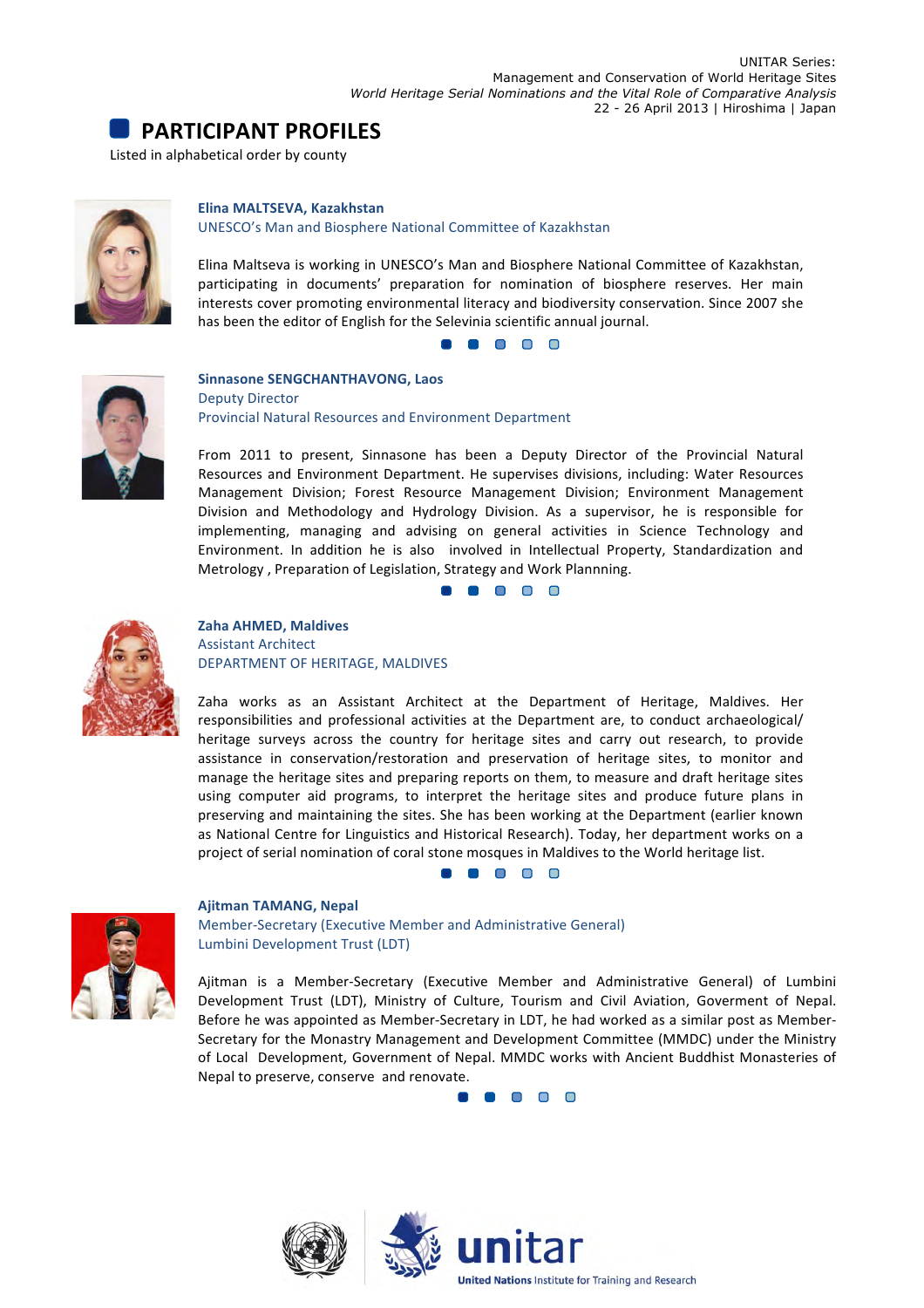## PARTICIPANT PROFILES

Listed in alphabetical order by county

**Elina MALTSEVA, Kazakhstan**
UNESCO's Man and Biosphere National Committee of Kazakhstan

Elina Maltseva is working in UNESCO's Man and Biosphere National Committee of Kazakhstan, participating in documents' preparation for nomination of biosphere reserves. Her main interests cover promoting environmental literacy and biodiversity conservation. Since 2007 she has been the editor of English for the Selevinia scientific annual journal.

**Sinnasone SENGCHANTHAVONG, Laos**
Deputy Director
Provincial Natural Resources and Environment Department

From 2011 to present, Sinnasone has been a Deputy Director of the Provincial Natural Resources and Environment Department. He supervises divisions, including: Water Resources Management Division; Forest Resource Management Division; Environment Management Division and Methodology and Hydrology Division. As a supervisor, he is responsible for implementing, managing and advising on general activities in Science Technology and Environment. In addition he is also involved in Intellectual Property, Standardization and Metrology , Preparation of Legislation, Strategy and Work Plannning.

**Zaha AHMED, Maldives**
Assistant Architect
DEPARTMENT OF HERITAGE, MALDIVES

Zaha works as an Assistant Architect at the Department of Heritage, Maldives. Her responsibilities and professional activities at the Department are, to conduct archaeological/ heritage surveys across the country for heritage sites and carry out research, to provide assistance in conservation/restoration and preservation of heritage sites, to monitor and manage the heritage sites and preparing reports on them, to measure and draft heritage sites using computer aid programs, to interpret the heritage sites and produce future plans in preserving and maintaining the sites. She has been working at the Department (earlier known as National Centre for Linguistics and Historical Research). Today, her department works on a project of serial nomination of coral stone mosques in Maldives to the World heritage list.

**Ajitman TAMANG, Nepal**
Member-Secretary (Executive Member and Administrative General)
Lumbini Development Trust (LDT)

Ajitman is a Member-Secretary (Executive Member and Administrative General) of Lumbini Development Trust (LDT), Ministry of Culture, Tourism and Civil Aviation, Goverment of Nepal. Before he was appointed as Member-Secretary in LDT, he had worked as a similar post as Member-Secretary for the Monastry Management and Development Committee (MMDC) under the Ministry of Local Development, Government of Nepal. MMDC works with Ancient Buddhist Monasteries of Nepal to preserve, conserve and renovate.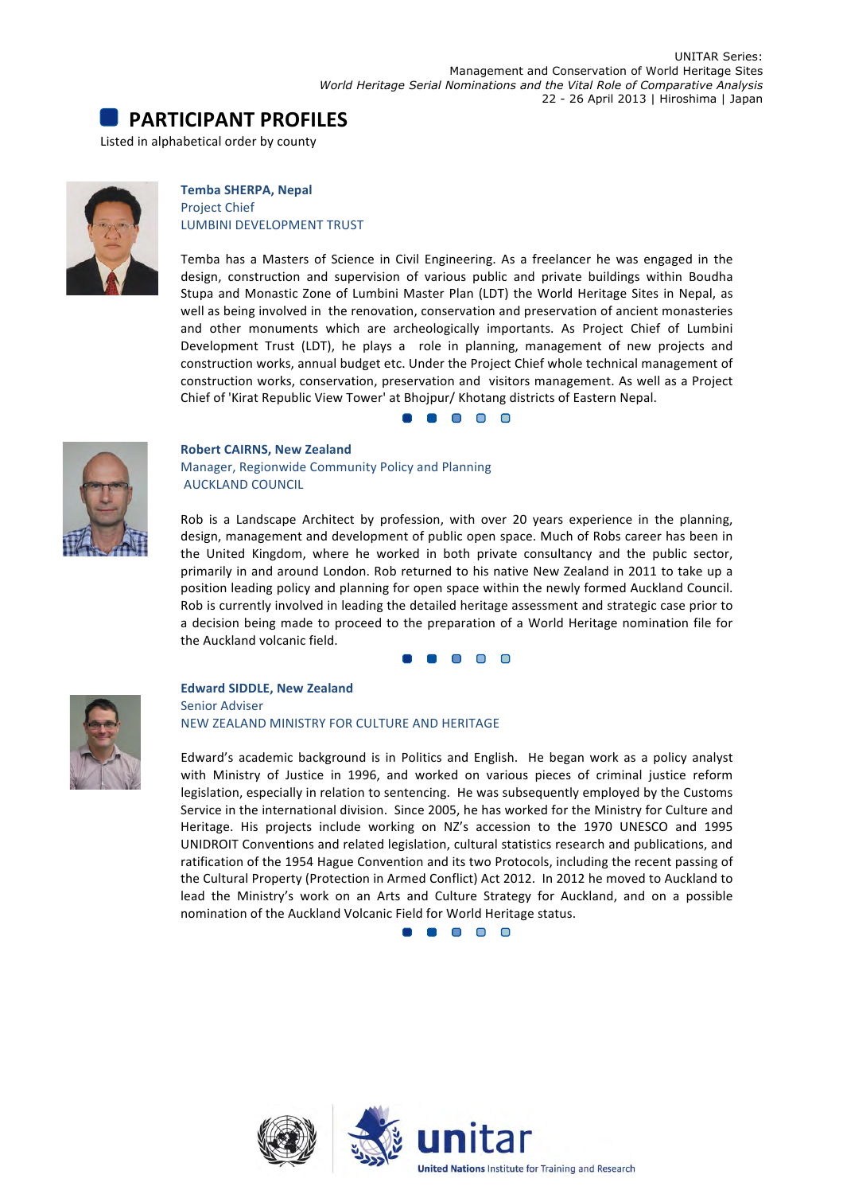## PARTICIPANT PROFILES

Listed in alphabetical order by county

**Temba SHERPA, Nepal**
Project Chief
LUMBINI DEVELOPMENT TRUST

Temba has a Masters of Science in Civil Engineering. As a freelancer he was engaged in the design, construction and supervision of various public and private buildings within Boudha Stupa and Monastic Zone of Lumbini Master Plan (LDT) the World Heritage Sites in Nepal, as well as being involved in the renovation, conservation and preservation of ancient monasteries and other monuments which are archeologically importants. As Project Chief of Lumbini Development Trust (LDT), he plays a role in planning, management of new projects and construction works, annual budget etc. Under the Project Chief whole technical management of construction works, conservation, preservation and visitors management. As well as a Project Chief of 'Kirat Republic View Tower' at Bhojpur/ Khotang districts of Eastern Nepal.

**Robert CAIRNS, New Zealand**
Manager, Regionwide Community Policy and Planning
AUCKLAND COUNCIL

Rob is a Landscape Architect by profession, with over 20 years experience in the planning, design, management and development of public open space. Much of Robs career has been in the United Kingdom, where he worked in both private consultancy and the public sector, primarily in and around London. Rob returned to his native New Zealand in 2011 to take up a position leading policy and planning for open space within the newly formed Auckland Council. Rob is currently involved in leading the detailed heritage assessment and strategic case prior to a decision being made to proceed to the preparation of a World Heritage nomination file for the Auckland volcanic field.

**Edward SIDDLE, New Zealand**
Senior Adviser
NEW ZEALAND MINISTRY FOR CULTURE AND HERITAGE

Edward's academic background is in Politics and English. He began work as a policy analyst with Ministry of Justice in 1996, and worked on various pieces of criminal justice reform legislation, especially in relation to sentencing. He was subsequently employed by the Customs Service in the international division. Since 2005, he has worked for the Ministry for Culture and Heritage. His projects include working on NZ's accession to the 1970 UNESCO and 1995 UNIDROIT Conventions and related legislation, cultural statistics research and publications, and ratification of the 1954 Hague Convention and its two Protocols, including the recent passing of the Cultural Property (Protection in Armed Conflict) Act 2012. In 2012 he moved to Auckland to lead the Ministry's work on an Arts and Culture Strategy for Auckland, and on a possible nomination of the Auckland Volcanic Field for World Heritage status.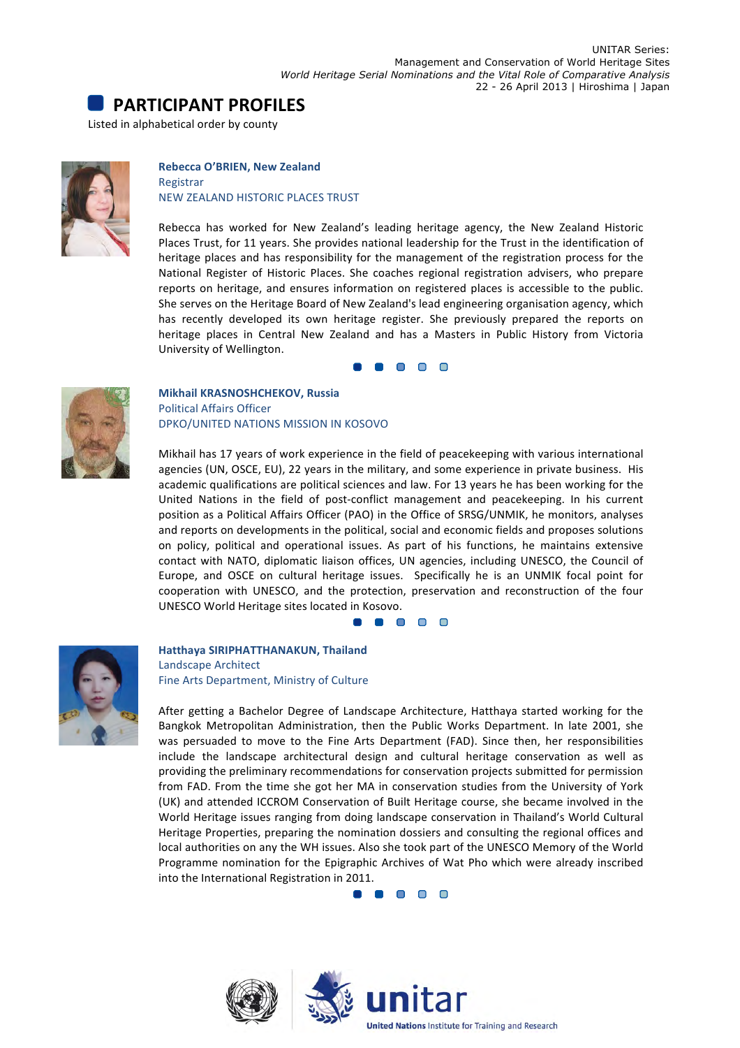## PARTICIPANT PROFILES

Listed in alphabetical order by county

**Rebecca O'BRIEN, New Zealand**
Registrar
NEW ZEALAND HISTORIC PLACES TRUST

Rebecca has worked for New Zealand's leading heritage agency, the New Zealand Historic Places Trust, for 11 years. She provides national leadership for the Trust in the identification of heritage places and has responsibility for the management of the registration process for the National Register of Historic Places. She coaches regional registration advisers, who prepare reports on heritage, and ensures information on registered places is accessible to the public. She serves on the Heritage Board of New Zealand's lead engineering organisation agency, which has recently developed its own heritage register. She previously prepared the reports on heritage places in Central New Zealand and has a Masters in Public History from Victoria University of Wellington.

**Mikhail KRASNOSHCHEKOV, Russia**
Political Affairs Officer
DPKO/UNITED NATIONS MISSION IN KOSOVO

Mikhail has 17 years of work experience in the field of peacekeeping with various international agencies (UN, OSCE, EU), 22 years in the military, and some experience in private business. His academic qualifications are political sciences and law. For 13 years he has been working for the United Nations in the field of post-conflict management and peacekeeping. In his current position as a Political Affairs Officer (PAO) in the Office of SRSG/UNMIK, he monitors, analyses and reports on developments in the political, social and economic fields and proposes solutions on policy, political and operational issues. As part of his functions, he maintains extensive contact with NATO, diplomatic liaison offices, UN agencies, including UNESCO, the Council of Europe, and OSCE on cultural heritage issues. Specifically he is an UNMIK focal point for cooperation with UNESCO, and the protection, preservation and reconstruction of the four UNESCO World Heritage sites located in Kosovo.

**Hatthaya SIRIPHATTHANAKUN, Thailand**
Landscape Architect
Fine Arts Department, Ministry of Culture

After getting a Bachelor Degree of Landscape Architecture, Hatthaya started working for the Bangkok Metropolitan Administration, then the Public Works Department. In late 2001, she was persuaded to move to the Fine Arts Department (FAD). Since then, her responsibilities include the landscape architectural design and cultural heritage conservation as well as providing the preliminary recommendations for conservation projects submitted for permission from FAD. From the time she got her MA in conservation studies from the University of York (UK) and attended ICCROM Conservation of Built Heritage course, she became involved in the World Heritage issues ranging from doing landscape conservation in Thailand's World Cultural Heritage Properties, preparing the nomination dossiers and consulting the regional offices and local authorities on any the WH issues. Also she took part of the UNESCO Memory of the World Programme nomination for the Epigraphic Archives of Wat Pho which were already inscribed into the International Registration in 2011.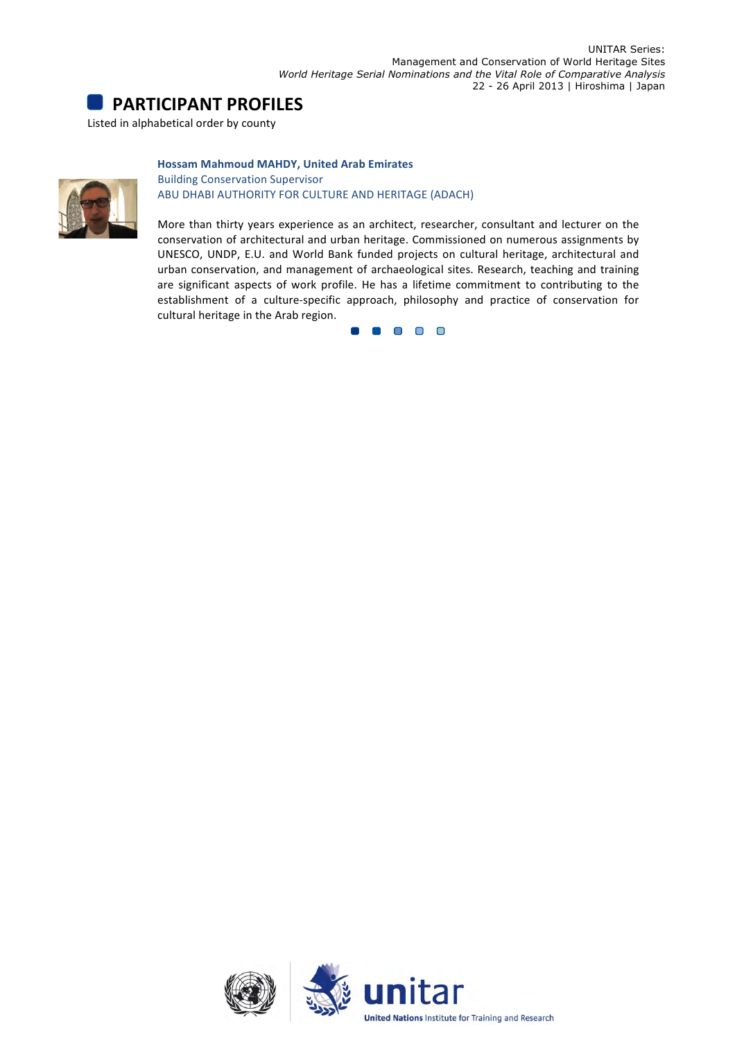## PARTICIPANT PROFILES

Listed in alphabetical order by county

**Hossam Mahmoud MAHDY, United Arab Emirates**
Building Conservation Supervisor
ABU DHABI AUTHORITY FOR CULTURE AND HERITAGE (ADACH)

More than thirty years experience as an architect, researcher, consultant and lecturer on the conservation of architectural and urban heritage. Commissioned on numerous assignments by UNESCO, UNDP, E.U. and World Bank funded projects on cultural heritage, architectural and urban conservation, and management of archaeological sites. Research, teaching and training are significant aspects of work profile. He has a lifetime commitment to contributing to the establishment of a culture-specific approach, philosophy and practice of conservation for cultural heritage in the Arab region.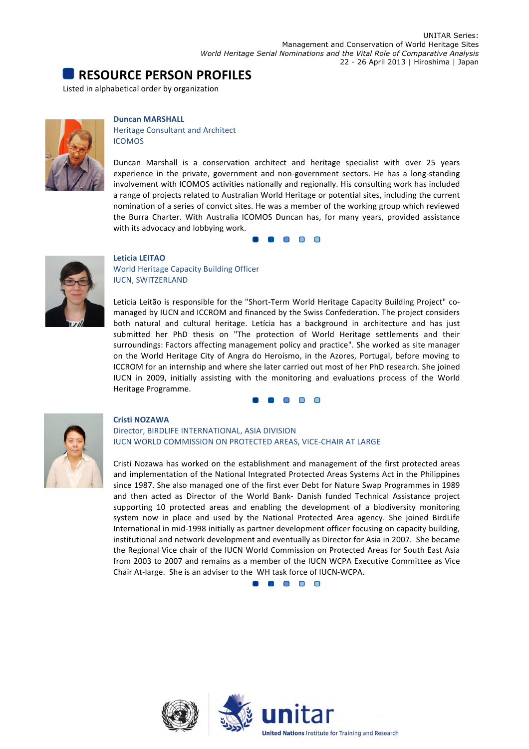## RESOURCE PERSON PROFILES

Listed in alphabetical order by organization

**Duncan MARSHALL**
Heritage Consultant and Architect
ICOMOS

Duncan Marshall is a conservation architect and heritage specialist with over 25 years experience in the private, government and non-government sectors. He has a long-standing involvement with ICOMOS activities nationally and regionally. His consulting work has included a range of projects related to Australian World Heritage or potential sites, including the current nomination of a series of convict sites. He was a member of the working group which reviewed the Burra Charter. With Australia ICOMOS Duncan has, for many years, provided assistance with its advocacy and lobbying work.

**Leticia LEITAO**
World Heritage Capacity Building Officer
IUCN, SWITZERLAND

Letícia Leitão is responsible for the "Short-Term World Heritage Capacity Building Project" co-managed by IUCN and ICCROM and financed by the Swiss Confederation. The project considers both natural and cultural heritage. Letícia has a background in architecture and has just submitted her PhD thesis on "The protection of World Heritage settlements and their surroundings: Factors affecting management policy and practice". She worked as site manager on the World Heritage City of Angra do Heroísmo, in the Azores, Portugal, before moving to ICCROM for an internship and where she later carried out most of her PhD research. She joined IUCN in 2009, initially assisting with the monitoring and evaluations process of the World Heritage Programme.

**Cristi NOZAWA**
Director, BIRDLIFE INTERNATIONAL, ASIA DIVISION
IUCN WORLD COMMISSION ON PROTECTED AREAS, VICE-CHAIR AT LARGE

Cristi Nozawa has worked on the establishment and management of the first protected areas and implementation of the National Integrated Protected Areas Systems Act in the Philippines since 1987. She also managed one of the first ever Debt for Nature Swap Programmes in 1989 and then acted as Director of the World Bank- Danish funded Technical Assistance project supporting 10 protected areas and enabling the development of a biodiversity monitoring system now in place and used by the National Protected Area agency. She joined BirdLife International in mid-1998 initially as partner development officer focusing on capacity building, institutional and network development and eventually as Director for Asia in 2007. She became the Regional Vice chair of the IUCN World Commission on Protected Areas for South East Asia from 2003 to 2007 and remains as a member of the IUCN WCPA Executive Committee as Vice Chair At-large. She is an adviser to the WH task force of IUCN-WCPA.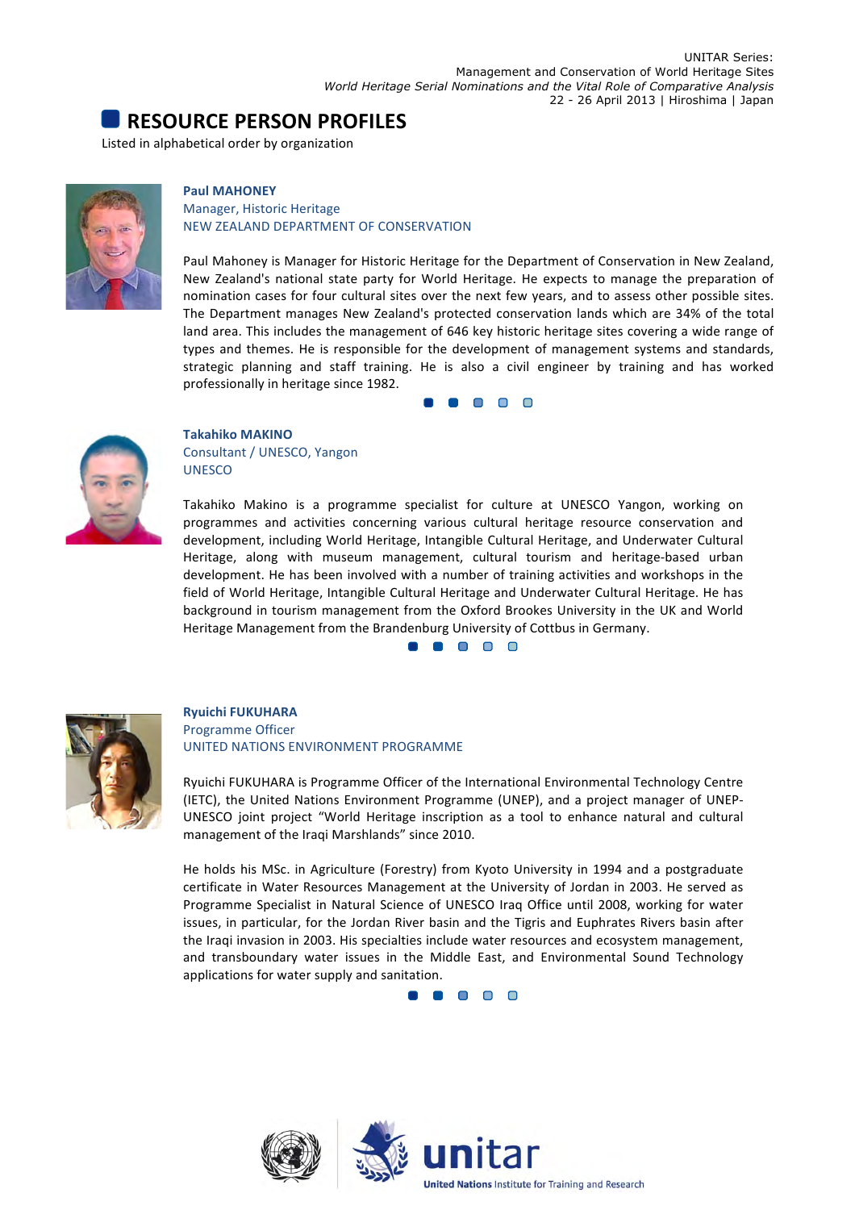## RESOURCE PERSON PROFILES

Listed in alphabetical order by organization

**Paul MAHONEY**
Manager, Historic Heritage
NEW ZEALAND DEPARTMENT OF CONSERVATION

Paul Mahoney is Manager for Historic Heritage for the Department of Conservation in New Zealand, New Zealand's national state party for World Heritage. He expects to manage the preparation of nomination cases for four cultural sites over the next few years, and to assess other possible sites. The Department manages New Zealand's protected conservation lands which are 34% of the total land area. This includes the management of 646 key historic heritage sites covering a wide range of types and themes. He is responsible for the development of management systems and standards, strategic planning and staff training. He is also a civil engineer by training and has worked professionally in heritage since 1982.

**Takahiko MAKINO**
Consultant / UNESCO, Yangon
UNESCO

Takahiko Makino is a programme specialist for culture at UNESCO Yangon, working on programmes and activities concerning various cultural heritage resource conservation and development, including World Heritage, Intangible Cultural Heritage, and Underwater Cultural Heritage, along with museum management, cultural tourism and heritage-based urban development. He has been involved with a number of training activities and workshops in the field of World Heritage, Intangible Cultural Heritage and Underwater Cultural Heritage. He has background in tourism management from the Oxford Brookes University in the UK and World Heritage Management from the Brandenburg University of Cottbus in Germany.

**Ryuichi FUKUHARA**
Programme Officer
UNITED NATIONS ENVIRONMENT PROGRAMME

Ryuichi FUKUHARA is Programme Officer of the International Environmental Technology Centre (IETC), the United Nations Environment Programme (UNEP), and a project manager of UNEP-UNESCO joint project "World Heritage inscription as a tool to enhance natural and cultural management of the Iraqi Marshlands" since 2010.

He holds his MSc. in Agriculture (Forestry) from Kyoto University in 1994 and a postgraduate certificate in Water Resources Management at the University of Jordan in 2003. He served as Programme Specialist in Natural Science of UNESCO Iraq Office until 2008, working for water issues, in particular, for the Jordan River basin and the Tigris and Euphrates Rivers basin after the Iraqi invasion in 2003. His specialties include water resources and ecosystem management, and transboundary water issues in the Middle East, and Environmental Sound Technology applications for water supply and sanitation.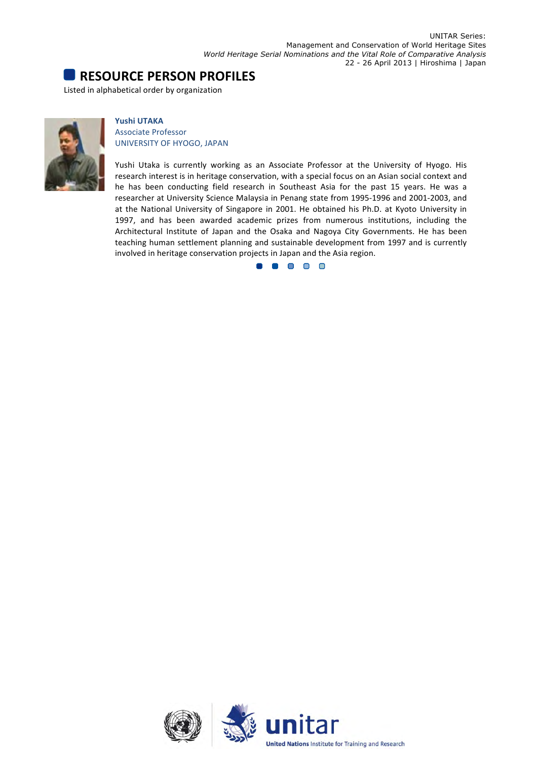## RESOURCE PERSON PROFILES

Listed in alphabetical order by organization

**Yushi UTAKA**
Associate Professor
UNIVERSITY OF HYOGO, JAPAN

Yushi Utaka is currently working as an Associate Professor at the University of Hyogo. His research interest is in heritage conservation, with a special focus on an Asian social context and he has been conducting field research in Southeast Asia for the past 15 years. He was a researcher at University Science Malaysia in Penang state from 1995-1996 and 2001-2003, and at the National University of Singapore in 2001. He obtained his Ph.D. at Kyoto University in 1997, and has been awarded academic prizes from numerous institutions, including the Architectural Institute of Japan and the Osaka and Nagoya City Governments. He has been teaching human settlement planning and sustainable development from 1997 and is currently involved in heritage conservation projects in Japan and the Asia region.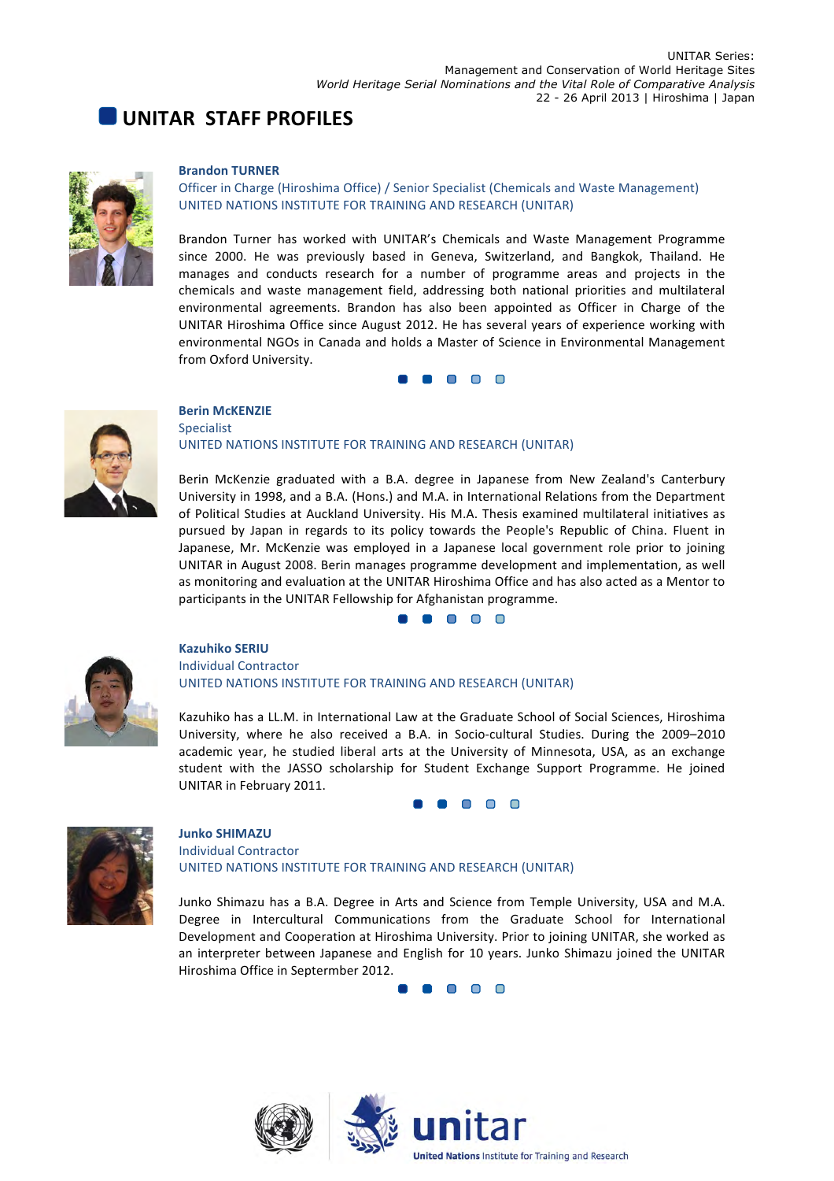# UNITAR STAFF PROFILES

**Brandon TURNER**
Officer in Charge (Hiroshima Office) / Senior Specialist (Chemicals and Waste Management)
UNITED NATIONS INSTITUTE FOR TRAINING AND RESEARCH (UNITAR)

Brandon Turner has worked with UNITAR's Chemicals and Waste Management Programme since 2000. He was previously based in Geneva, Switzerland, and Bangkok, Thailand. He manages and conducts research for a number of programme areas and projects in the chemicals and waste management field, addressing both national priorities and multilateral environmental agreements. Brandon has also been appointed as Officer in Charge of the UNITAR Hiroshima Office since August 2012. He has several years of experience working with environmental NGOs in Canada and holds a Master of Science in Environmental Management from Oxford University.

**Berin McKENZIE**
Specialist
UNITED NATIONS INSTITUTE FOR TRAINING AND RESEARCH (UNITAR)

Berin McKenzie graduated with a B.A. degree in Japanese from New Zealand's Canterbury University in 1998, and a B.A. (Hons.) and M.A. in International Relations from the Department of Political Studies at Auckland University. His M.A. Thesis examined multilateral initiatives as pursued by Japan in regards to its policy towards the People's Republic of China. Fluent in Japanese, Mr. McKenzie was employed in a Japanese local government role prior to joining UNITAR in August 2008. Berin manages programme development and implementation, as well as monitoring and evaluation at the UNITAR Hiroshima Office and has also acted as a Mentor to participants in the UNITAR Fellowship for Afghanistan programme.

**Kazuhiko SERIU**
Individual Contractor
UNITED NATIONS INSTITUTE FOR TRAINING AND RESEARCH (UNITAR)

Kazuhiko has a LL.M. in International Law at the Graduate School of Social Sciences, Hiroshima University, where he also received a B.A. in Socio-cultural Studies. During the 2009–2010 academic year, he studied liberal arts at the University of Minnesota, USA, as an exchange student with the JASSO scholarship for Student Exchange Support Programme. He joined UNITAR in February 2011.

**Junko SHIMAZU**
Individual Contractor
UNITED NATIONS INSTITUTE FOR TRAINING AND RESEARCH (UNITAR)

Junko Shimazu has a B.A. Degree in Arts and Science from Temple University, USA and M.A. Degree in Intercultural Communications from the Graduate School for International Development and Cooperation at Hiroshima University. Prior to joining UNITAR, she worked as an interpreter between Japanese and English for 10 years. Junko Shimazu joined the UNITAR Hiroshima Office in Septermber 2012.

unitar
United Nations Institute for Training and Research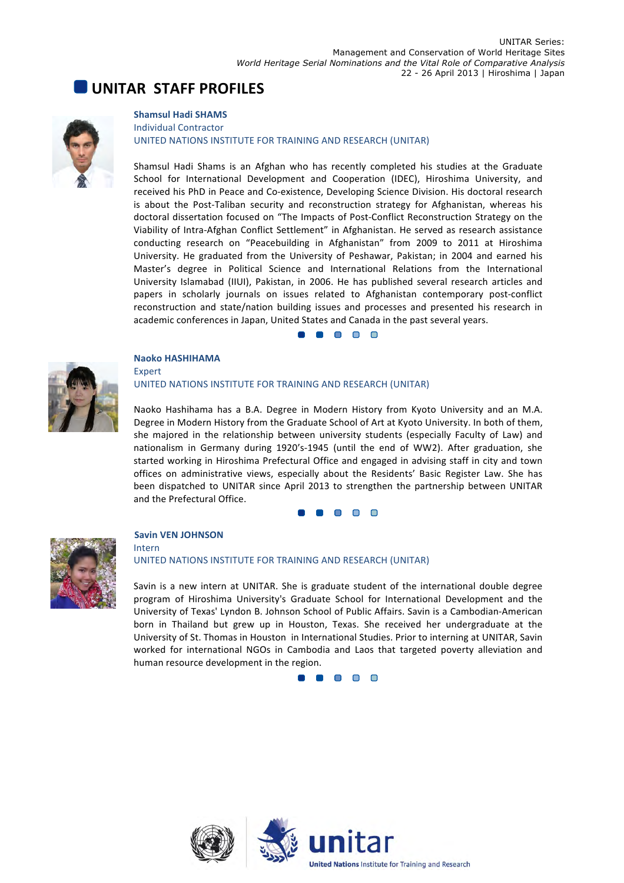# UNITAR STAFF PROFILES

**Shamsul Hadi SHAMS**
Individual Contractor
UNITED NATIONS INSTITUTE FOR TRAINING AND RESEARCH (UNITAR)

Shamsul Hadi Shams is an Afghan who has recently completed his studies at the Graduate School for International Development and Cooperation (IDEC), Hiroshima University, and received his PhD in Peace and Co-existence, Developing Science Division. His doctoral research is about the Post-Taliban security and reconstruction strategy for Afghanistan, whereas his doctoral dissertation focused on "The Impacts of Post-Conflict Reconstruction Strategy on the Viability of Intra-Afghan Conflict Settlement" in Afghanistan. He served as research assistance conducting research on "Peacebuilding in Afghanistan" from 2009 to 2011 at Hiroshima University. He graduated from the University of Peshawar, Pakistan; in 2004 and earned his Master's degree in Political Science and International Relations from the International University Islamabad (IIUI), Pakistan, in 2006. He has published several research articles and papers in scholarly journals on issues related to Afghanistan contemporary post-conflict reconstruction and state/nation building issues and processes and presented his research in academic conferences in Japan, United States and Canada in the past several years.

**Naoko HASHIHAMA**
Expert
UNITED NATIONS INSTITUTE FOR TRAINING AND RESEARCH (UNITAR)

Naoko Hashihama has a B.A. Degree in Modern History from Kyoto University and an M.A. Degree in Modern History from the Graduate School of Art at Kyoto University. In both of them, she majored in the relationship between university students (especially Faculty of Law) and nationalism in Germany during 1920's-1945 (until the end of WW2). After graduation, she started working in Hiroshima Prefectural Office and engaged in advising staff in city and town offices on administrative views, especially about the Residents' Basic Register Law. She has been dispatched to UNITAR since April 2013 to strengthen the partnership between UNITAR and the Prefectural Office.

**Savin VEN JOHNSON**
Intern
UNITED NATIONS INSTITUTE FOR TRAINING AND RESEARCH (UNITAR)

Savin is a new intern at UNITAR. She is graduate student of the international double degree program of Hiroshima University's Graduate School for International Development and the University of Texas' Lyndon B. Johnson School of Public Affairs. Savin is a Cambodian-American born in Thailand but grew up in Houston, Texas. She received her undergraduate at the University of St. Thomas in Houston in International Studies. Prior to interning at UNITAR, Savin worked for international NGOs in Cambodia and Laos that targeted poverty alleviation and human resource development in the region.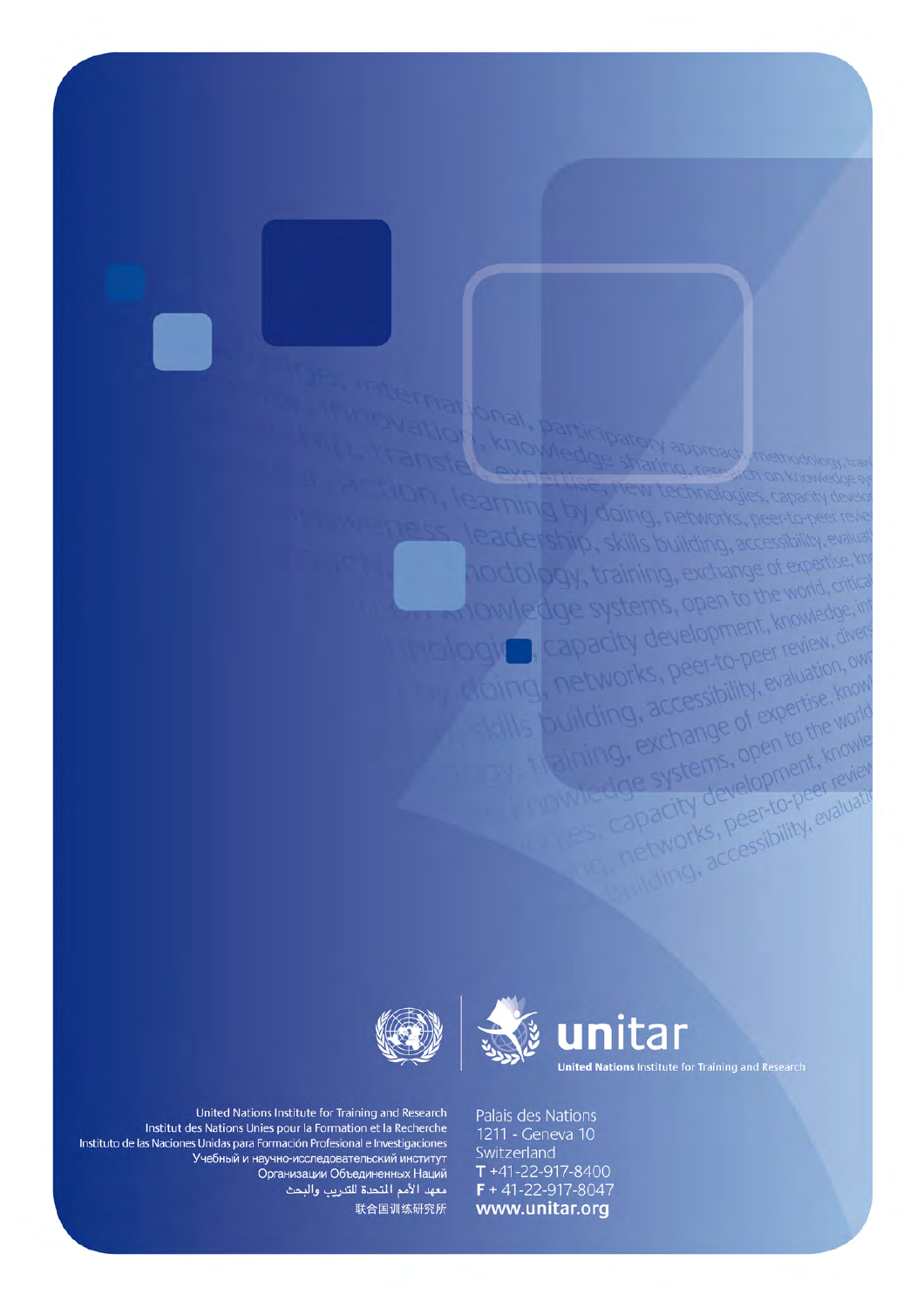unitar

United Nations Institute for Training and Research

United Nations Institute for Training and Research
Institut des Nations Unies pour la Formation et la Recherche
Instituto de las Naciones Unidas para Formación Profesional e Investigaciones
Учебный и научно-исследовательский институт
Организации Объединенных Наций
معهد الأمم المتحدة للتدريب والبحث
联合国训练研究所

Palais des Nations
1211 - Geneva 10
Switzerland
**T** +41-22-917-8400
**F** + 41-22-917-8047
**www.unitar.org**